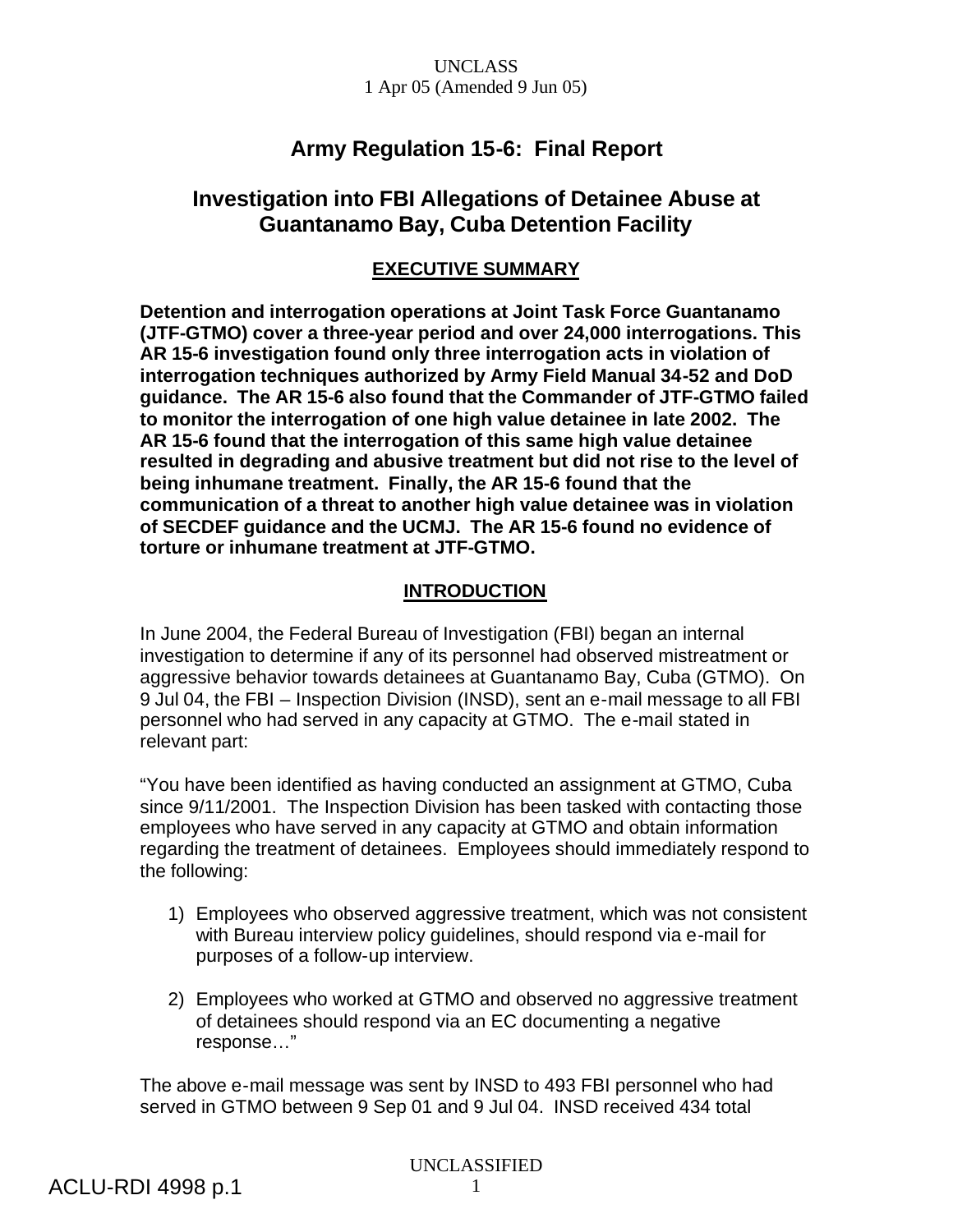UNCLASS
1 Apr 05 (Amended 9 Jun 05)

# Army Regulation 15-6: Final Report

# Investigation into FBI Allegations of Detainee Abuse at Guantanamo Bay, Cuba Detention Facility

## EXECUTIVE SUMMARY

**Detention and interrogation operations at Joint Task Force Guantanamo (JTF-GTMO) cover a three-year period and over 24,000 interrogations. This AR 15-6 investigation found only three interrogation acts in violation of interrogation techniques authorized by Army Field Manual 34-52 and DoD guidance. The AR 15-6 also found that the Commander of JTF-GTMO failed to monitor the interrogation of one high value detainee in late 2002. The AR 15-6 found that the interrogation of this same high value detainee resulted in degrading and abusive treatment but did not rise to the level of being inhumane treatment. Finally, the AR 15-6 found that the communication of a threat to another high value detainee was in violation of SECDEF guidance and the UCMJ. The AR 15-6 found no evidence of torture or inhumane treatment at JTF-GTMO.**

## INTRODUCTION

In June 2004, the Federal Bureau of Investigation (FBI) began an internal investigation to determine if any of its personnel had observed mistreatment or aggressive behavior towards detainees at Guantanamo Bay, Cuba (GTMO). On 9 Jul 04, the FBI – Inspection Division (INSD), sent an e-mail message to all FBI personnel who had served in any capacity at GTMO. The e-mail stated in relevant part:

"You have been identified as having conducted an assignment at GTMO, Cuba since 9/11/2001. The Inspection Division has been tasked with contacting those employees who have served in any capacity at GTMO and obtain information regarding the treatment of detainees. Employees should immediately respond to the following:

1) Employees who observed aggressive treatment, which was not consistent with Bureau interview policy guidelines, should respond via e-mail for purposes of a follow-up interview.

2) Employees who worked at GTMO and observed no aggressive treatment of detainees should respond via an EC documenting a negative response…"

The above e-mail message was sent by INSD to 493 FBI personnel who had served in GTMO between 9 Sep 01 and 9 Jul 04. INSD received 434 total

UNCLASSIFIED

ACLU-RDI 4998 p.1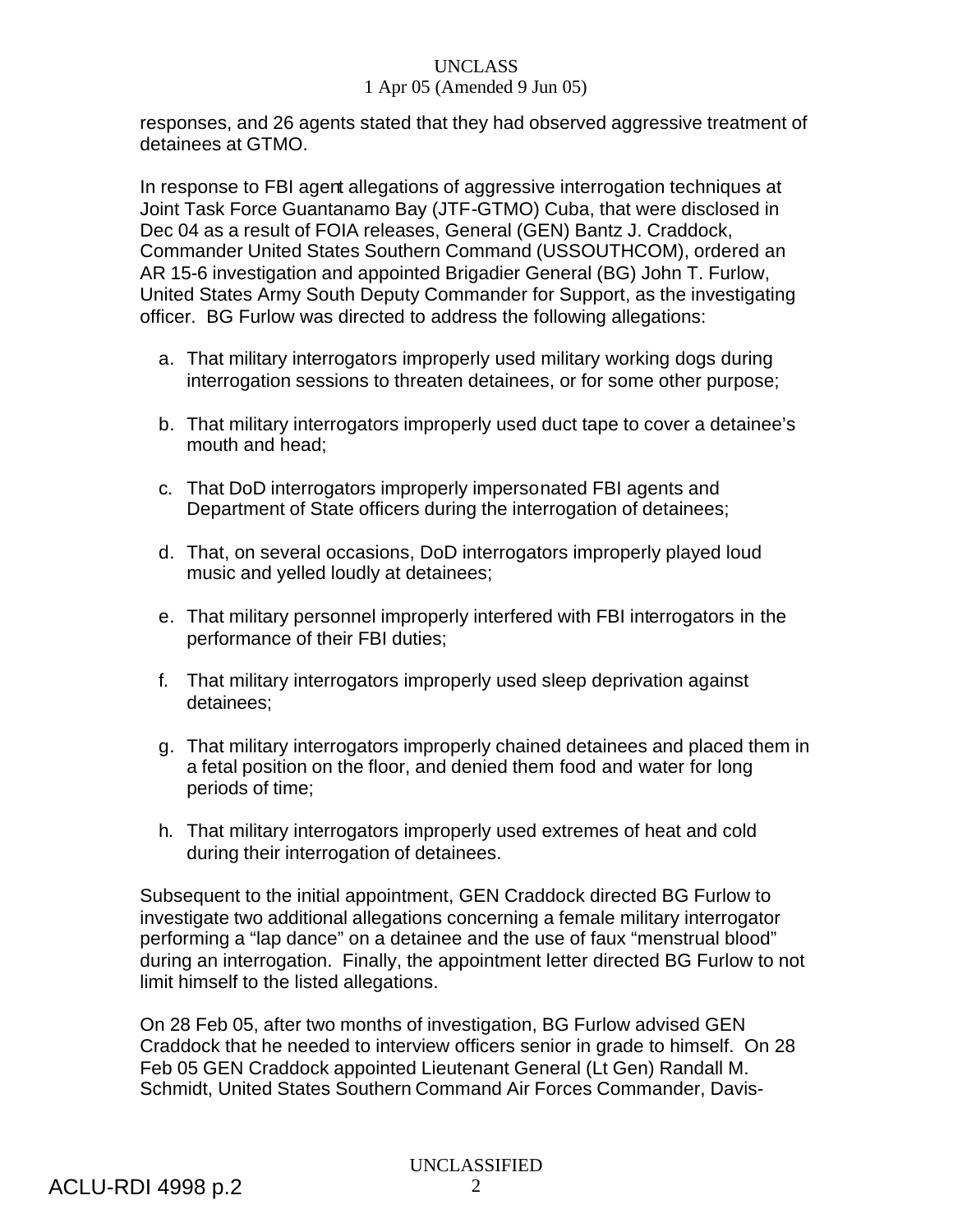responses, and 26 agents stated that they had observed aggressive treatment of detainees at GTMO.

In response to FBI agent allegations of aggressive interrogation techniques at Joint Task Force Guantanamo Bay (JTF-GTMO) Cuba, that were disclosed in Dec 04 as a result of FOIA releases, General (GEN) Bantz J. Craddock, Commander United States Southern Command (USSOUTHCOM), ordered an AR 15-6 investigation and appointed Brigadier General (BG) John T. Furlow, United States Army South Deputy Commander for Support, as the investigating officer. BG Furlow was directed to address the following allegations:

a. That military interrogators improperly used military working dogs during interrogation sessions to threaten detainees, or for some other purpose;

b. That military interrogators improperly used duct tape to cover a detainee's mouth and head;

c. That DoD interrogators improperly impersonated FBI agents and Department of State officers during the interrogation of detainees;

d. That, on several occasions, DoD interrogators improperly played loud music and yelled loudly at detainees;

e. That military personnel improperly interfered with FBI interrogators in the performance of their FBI duties;

f. That military interrogators improperly used sleep deprivation against detainees;

g. That military interrogators improperly chained detainees and placed them in a fetal position on the floor, and denied them food and water for long periods of time;

h. That military interrogators improperly used extremes of heat and cold during their interrogation of detainees.

Subsequent to the initial appointment, GEN Craddock directed BG Furlow to investigate two additional allegations concerning a female military interrogator performing a "lap dance" on a detainee and the use of faux "menstrual blood" during an interrogation. Finally, the appointment letter directed BG Furlow to not limit himself to the listed allegations.

On 28 Feb 05, after two months of investigation, BG Furlow advised GEN Craddock that he needed to interview officers senior in grade to himself. On 28 Feb 05 GEN Craddock appointed Lieutenant General (Lt Gen) Randall M. Schmidt, United States Southern Command Air Forces Commander, Davis-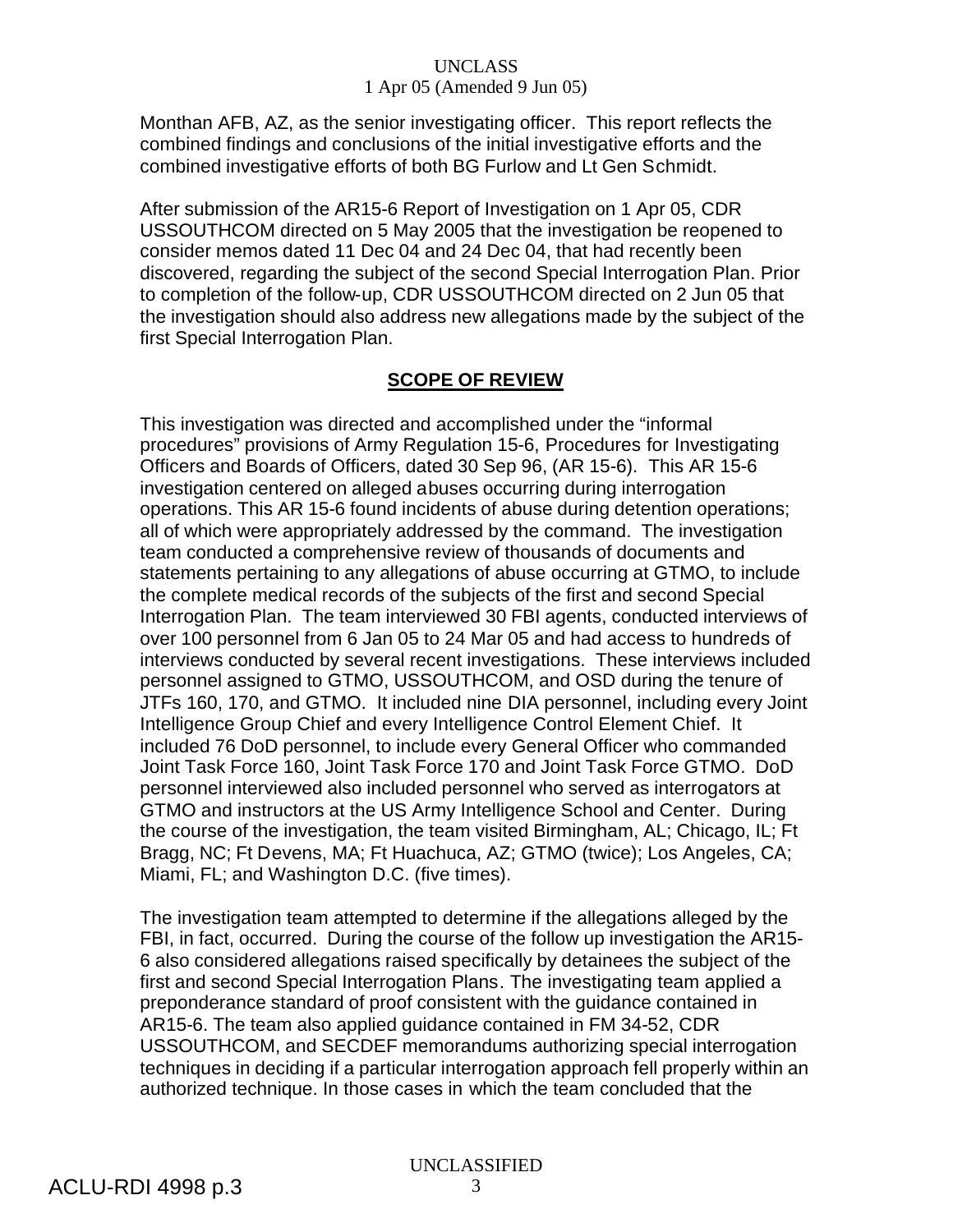Monthan AFB, AZ, as the senior investigating officer. This report reflects the combined findings and conclusions of the initial investigative efforts and the combined investigative efforts of both BG Furlow and Lt Gen Schmidt.

After submission of the AR15-6 Report of Investigation on 1 Apr 05, CDR USSOUTHCOM directed on 5 May 2005 that the investigation be reopened to consider memos dated 11 Dec 04 and 24 Dec 04, that had recently been discovered, regarding the subject of the second Special Interrogation Plan. Prior to completion of the follow-up, CDR USSOUTHCOM directed on 2 Jun 05 that the investigation should also address new allegations made by the subject of the first Special Interrogation Plan.

## SCOPE OF REVIEW

This investigation was directed and accomplished under the "informal procedures" provisions of Army Regulation 15-6, Procedures for Investigating Officers and Boards of Officers, dated 30 Sep 96, (AR 15-6). This AR 15-6 investigation centered on alleged abuses occurring during interrogation operations. This AR 15-6 found incidents of abuse during detention operations; all of which were appropriately addressed by the command. The investigation team conducted a comprehensive review of thousands of documents and statements pertaining to any allegations of abuse occurring at GTMO, to include the complete medical records of the subjects of the first and second Special Interrogation Plan. The team interviewed 30 FBI agents, conducted interviews of over 100 personnel from 6 Jan 05 to 24 Mar 05 and had access to hundreds of interviews conducted by several recent investigations. These interviews included personnel assigned to GTMO, USSOUTHCOM, and OSD during the tenure of JTFs 160, 170, and GTMO. It included nine DIA personnel, including every Joint Intelligence Group Chief and every Intelligence Control Element Chief. It included 76 DoD personnel, to include every General Officer who commanded Joint Task Force 160, Joint Task Force 170 and Joint Task Force GTMO. DoD personnel interviewed also included personnel who served as interrogators at GTMO and instructors at the US Army Intelligence School and Center. During the course of the investigation, the team visited Birmingham, AL; Chicago, IL; Ft Bragg, NC; Ft Devens, MA; Ft Huachuca, AZ; GTMO (twice); Los Angeles, CA; Miami, FL; and Washington D.C. (five times).

The investigation team attempted to determine if the allegations alleged by the FBI, in fact, occurred. During the course of the follow up investigation the AR15-6 also considered allegations raised specifically by detainees the subject of the first and second Special Interrogation Plans. The investigating team applied a preponderance standard of proof consistent with the guidance contained in AR15-6. The team also applied guidance contained in FM 34-52, CDR USSOUTHCOM, and SECDEF memorandums authorizing special interrogation techniques in deciding if a particular interrogation approach fell properly within an authorized technique. In those cases in which the team concluded that the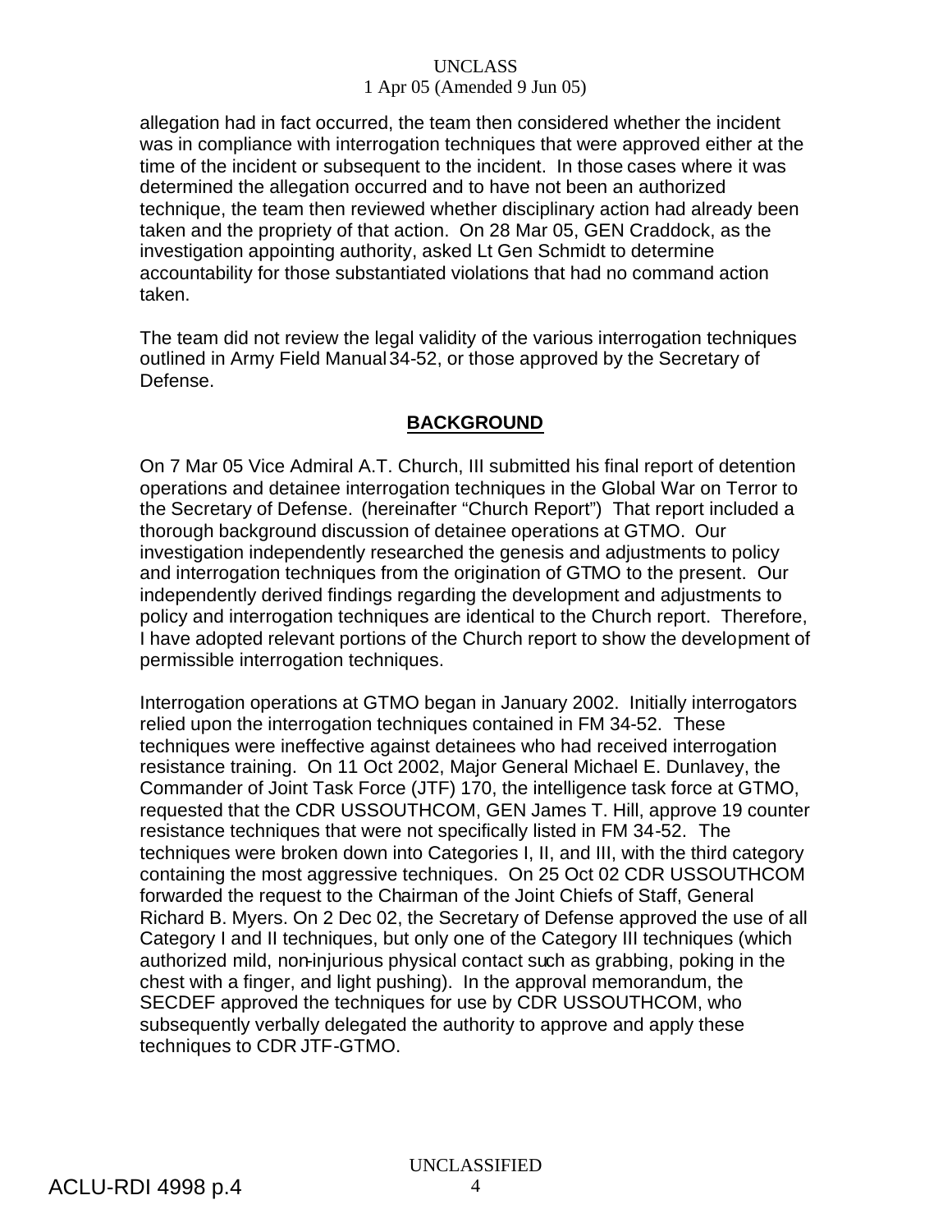allegation had in fact occurred, the team then considered whether the incident was in compliance with interrogation techniques that were approved either at the time of the incident or subsequent to the incident. In those cases where it was determined the allegation occurred and to have not been an authorized technique, the team then reviewed whether disciplinary action had already been taken and the propriety of that action. On 28 Mar 05, GEN Craddock, as the investigation appointing authority, asked Lt Gen Schmidt to determine accountability for those substantiated violations that had no command action taken.

The team did not review the legal validity of the various interrogation techniques outlined in Army Field Manual 34-52, or those approved by the Secretary of Defense.

## **BACKGROUND**

On 7 Mar 05 Vice Admiral A.T. Church, III submitted his final report of detention operations and detainee interrogation techniques in the Global War on Terror to the Secretary of Defense. (hereinafter "Church Report") That report included a thorough background discussion of detainee operations at GTMO. Our investigation independently researched the genesis and adjustments to policy and interrogation techniques from the origination of GTMO to the present. Our independently derived findings regarding the development and adjustments to policy and interrogation techniques are identical to the Church report. Therefore, I have adopted relevant portions of the Church report to show the development of permissible interrogation techniques.

Interrogation operations at GTMO began in January 2002. Initially interrogators relied upon the interrogation techniques contained in FM 34-52. These techniques were ineffective against detainees who had received interrogation resistance training. On 11 Oct 2002, Major General Michael E. Dunlavey, the Commander of Joint Task Force (JTF) 170, the intelligence task force at GTMO, requested that the CDR USSOUTHCOM, GEN James T. Hill, approve 19 counter resistance techniques that were not specifically listed in FM 34-52. The techniques were broken down into Categories I, II, and III, with the third category containing the most aggressive techniques. On 25 Oct 02 CDR USSOUTHCOM forwarded the request to the Chairman of the Joint Chiefs of Staff, General Richard B. Myers. On 2 Dec 02, the Secretary of Defense approved the use of all Category I and II techniques, but only one of the Category III techniques (which authorized mild, non-injurious physical contact such as grabbing, poking in the chest with a finger, and light pushing). In the approval memorandum, the SECDEF approved the techniques for use by CDR USSOUTHCOM, who subsequently verbally delegated the authority to approve and apply these techniques to CDR JTF-GTMO.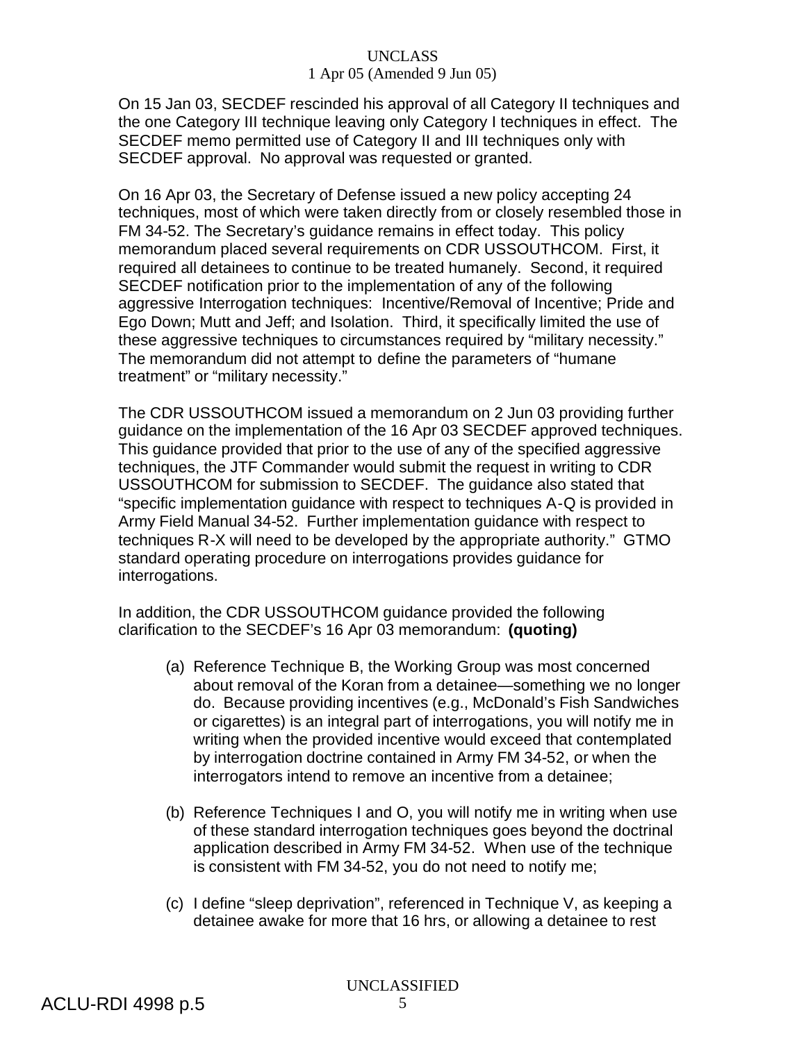On 15 Jan 03, SECDEF rescinded his approval of all Category II techniques and the one Category III technique leaving only Category I techniques in effect. The SECDEF memo permitted use of Category II and III techniques only with SECDEF approval. No approval was requested or granted.

On 16 Apr 03, the Secretary of Defense issued a new policy accepting 24 techniques, most of which were taken directly from or closely resembled those in FM 34-52. The Secretary's guidance remains in effect today. This policy memorandum placed several requirements on CDR USSOUTHCOM. First, it required all detainees to continue to be treated humanely. Second, it required SECDEF notification prior to the implementation of any of the following aggressive Interrogation techniques: Incentive/Removal of Incentive; Pride and Ego Down; Mutt and Jeff; and Isolation. Third, it specifically limited the use of these aggressive techniques to circumstances required by "military necessity." The memorandum did not attempt to define the parameters of "humane treatment" or "military necessity."

The CDR USSOUTHCOM issued a memorandum on 2 Jun 03 providing further guidance on the implementation of the 16 Apr 03 SECDEF approved techniques. This guidance provided that prior to the use of any of the specified aggressive techniques, the JTF Commander would submit the request in writing to CDR USSOUTHCOM for submission to SECDEF. The guidance also stated that "specific implementation guidance with respect to techniques A-Q is provided in Army Field Manual 34-52. Further implementation guidance with respect to techniques R-X will need to be developed by the appropriate authority." GTMO standard operating procedure on interrogations provides guidance for interrogations.

In addition, the CDR USSOUTHCOM guidance provided the following clarification to the SECDEF's 16 Apr 03 memorandum: **(quoting)**

(a) Reference Technique B, the Working Group was most concerned about removal of the Koran from a detainee—something we no longer do. Because providing incentives (e.g., McDonald's Fish Sandwiches or cigarettes) is an integral part of interrogations, you will notify me in writing when the provided incentive would exceed that contemplated by interrogation doctrine contained in Army FM 34-52, or when the interrogators intend to remove an incentive from a detainee;

(b) Reference Techniques I and O, you will notify me in writing when use of these standard interrogation techniques goes beyond the doctrinal application described in Army FM 34-52. When use of the technique is consistent with FM 34-52, you do not need to notify me;

(c) I define "sleep deprivation", referenced in Technique V, as keeping a detainee awake for more that 16 hrs, or allowing a detainee to rest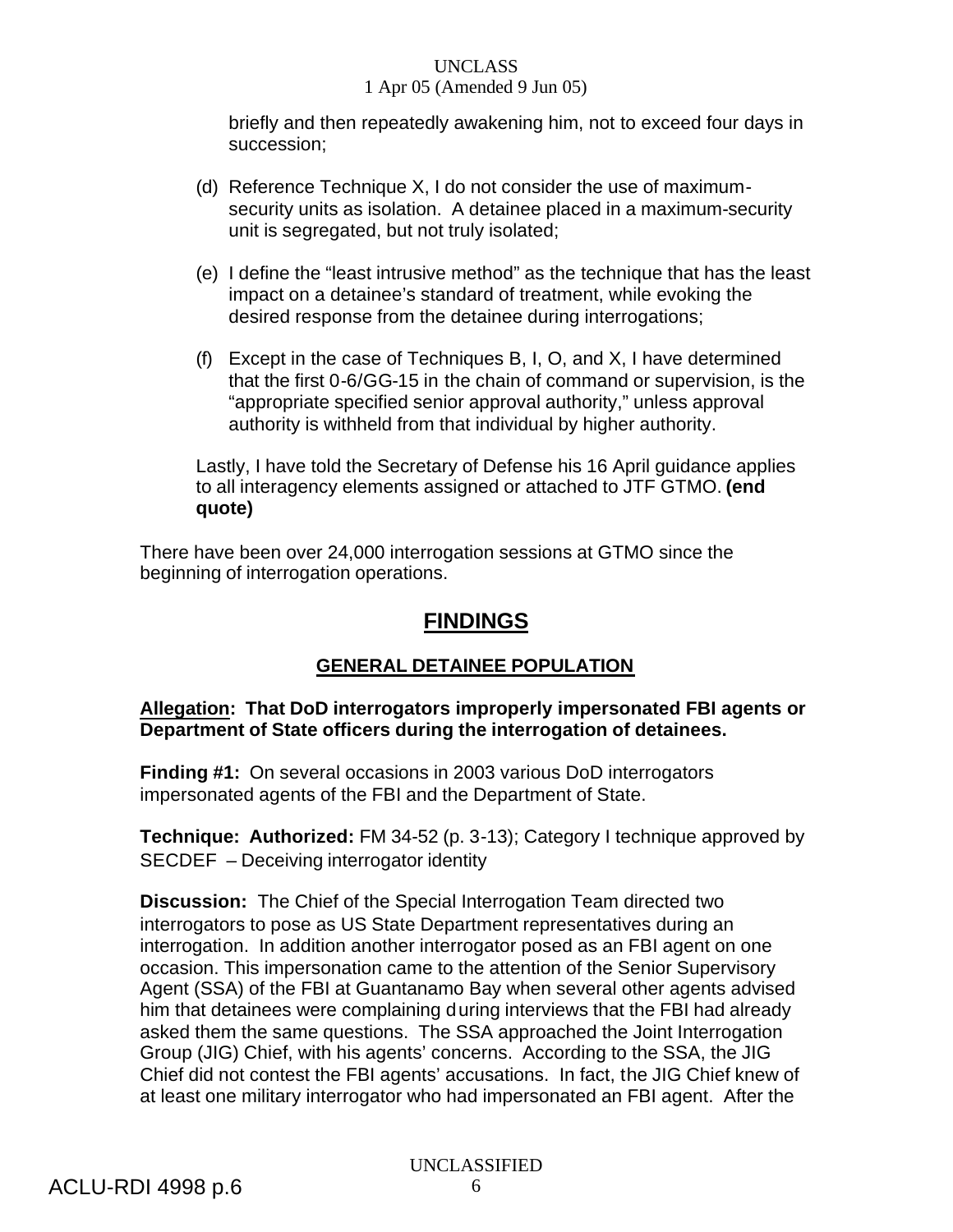briefly and then repeatedly awakening him, not to exceed four days in succession;

(d) Reference Technique X, I do not consider the use of maximum-security units as isolation. A detainee placed in a maximum-security unit is segregated, but not truly isolated;

(e) I define the "least intrusive method" as the technique that has the least impact on a detainee's standard of treatment, while evoking the desired response from the detainee during interrogations;

(f) Except in the case of Techniques B, I, O, and X, I have determined that the first 0-6/GG-15 in the chain of command or supervision, is the "appropriate specified senior approval authority," unless approval authority is withheld from that individual by higher authority.

Lastly, I have told the Secretary of Defense his 16 April guidance applies to all interagency elements assigned or attached to JTF GTMO. **(end quote)**

There have been over 24,000 interrogation sessions at GTMO since the beginning of interrogation operations.

## FINDINGS

### GENERAL DETAINEE POPULATION

**Allegation: That DoD interrogators improperly impersonated FBI agents or Department of State officers during the interrogation of detainees.**

**Finding #1:** On several occasions in 2003 various DoD interrogators impersonated agents of the FBI and the Department of State.

**Technique: Authorized:** FM 34-52 (p. 3-13); Category I technique approved by SECDEF – Deceiving interrogator identity

**Discussion:** The Chief of the Special Interrogation Team directed two interrogators to pose as US State Department representatives during an interrogation. In addition another interrogator posed as an FBI agent on one occasion. This impersonation came to the attention of the Senior Supervisory Agent (SSA) of the FBI at Guantanamo Bay when several other agents advised him that detainees were complaining during interviews that the FBI had already asked them the same questions. The SSA approached the Joint Interrogation Group (JIG) Chief, with his agents' concerns. According to the SSA, the JIG Chief did not contest the FBI agents' accusations. In fact, the JIG Chief knew of at least one military interrogator who had impersonated an FBI agent. After the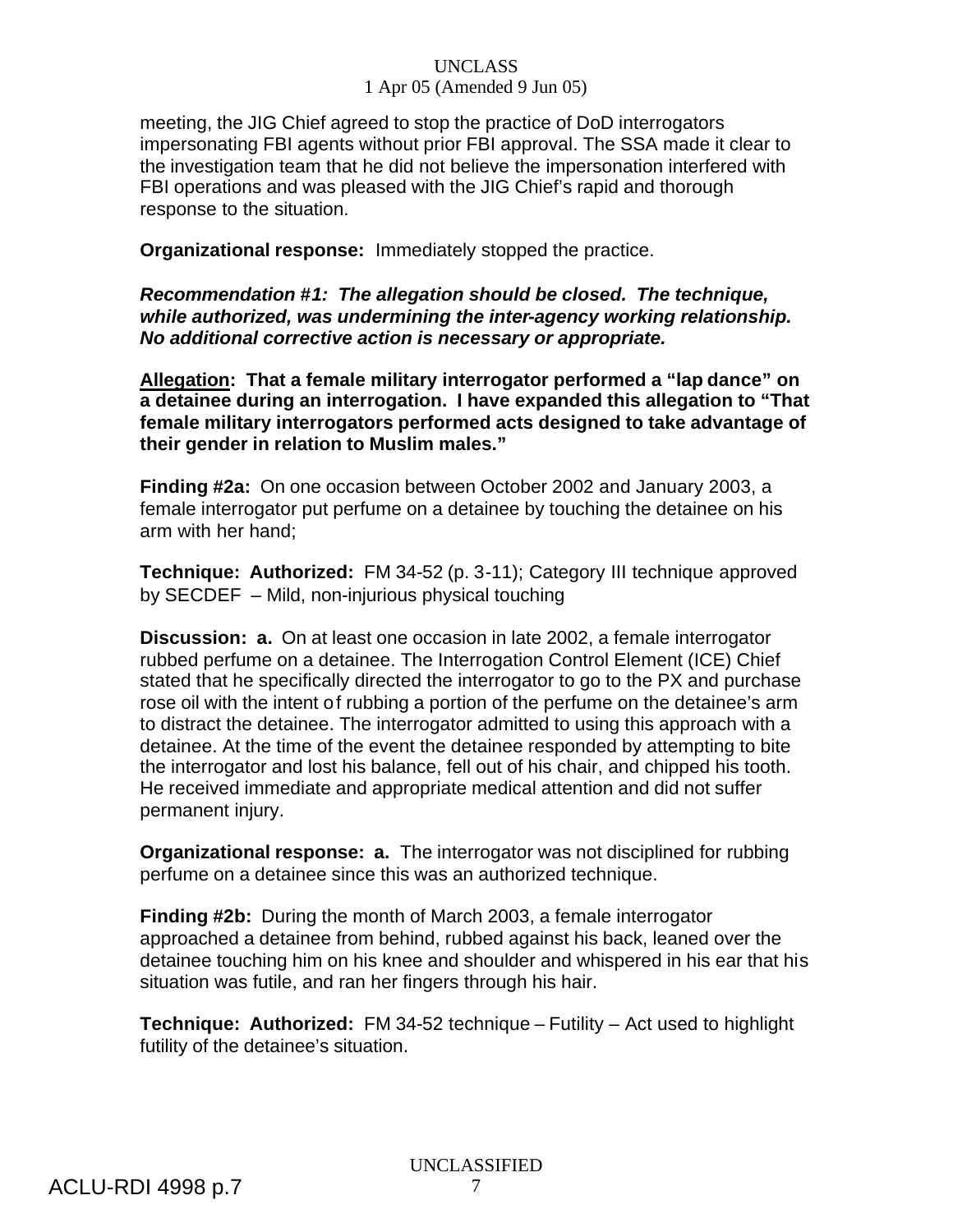meeting, the JIG Chief agreed to stop the practice of DoD interrogators impersonating FBI agents without prior FBI approval. The SSA made it clear to the investigation team that he did not believe the impersonation interfered with FBI operations and was pleased with the JIG Chief's rapid and thorough response to the situation.

**Organizational response:** Immediately stopped the practice.

***Recommendation #1: The allegation should be closed. The technique, while authorized, was undermining the inter-agency working relationship. No additional corrective action is necessary or appropriate.***

**<u>Allegation</u>: That a female military interrogator performed a "lap dance" on a detainee during an interrogation. I have expanded this allegation to "That female military interrogators performed acts designed to take advantage of their gender in relation to Muslim males."**

**Finding #2a:** On one occasion between October 2002 and January 2003, a female interrogator put perfume on a detainee by touching the detainee on his arm with her hand;

**Technique: Authorized:** FM 34-52 (p. 3-11); Category III technique approved by SECDEF – Mild, non-injurious physical touching

**Discussion: a.** On at least one occasion in late 2002, a female interrogator rubbed perfume on a detainee. The Interrogation Control Element (ICE) Chief stated that he specifically directed the interrogator to go to the PX and purchase rose oil with the intent of rubbing a portion of the perfume on the detainee's arm to distract the detainee. The interrogator admitted to using this approach with a detainee. At the time of the event the detainee responded by attempting to bite the interrogator and lost his balance, fell out of his chair, and chipped his tooth. He received immediate and appropriate medical attention and did not suffer permanent injury.

**Organizational response: a.** The interrogator was not disciplined for rubbing perfume on a detainee since this was an authorized technique.

**Finding #2b:** During the month of March 2003, a female interrogator approached a detainee from behind, rubbed against his back, leaned over the detainee touching him on his knee and shoulder and whispered in his ear that his situation was futile, and ran her fingers through his hair.

**Technique: Authorized:** FM 34-52 technique – Futility – Act used to highlight futility of the detainee's situation.

ACLU-RDI 4998 p.7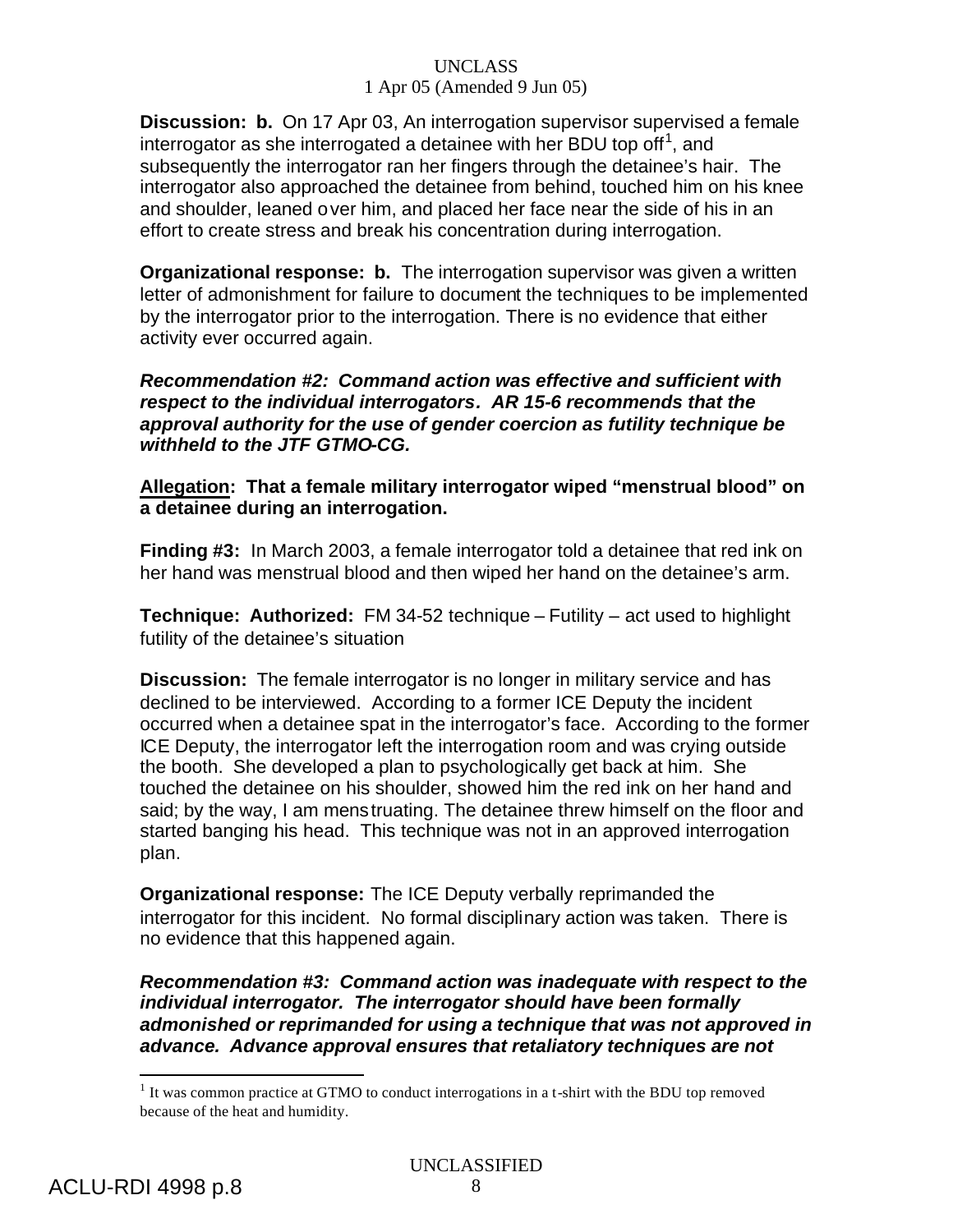**Discussion: b.** On 17 Apr 03, An interrogation supervisor supervised a female interrogator as she interrogated a detainee with her BDU top off[1], and subsequently the interrogator ran her fingers through the detainee's hair. The interrogator also approached the detainee from behind, touched him on his knee and shoulder, leaned over him, and placed her face near the side of his in an effort to create stress and break his concentration during interrogation.

**Organizational response: b.** The interrogation supervisor was given a written letter of admonishment for failure to document the techniques to be implemented by the interrogator prior to the interrogation. There is no evidence that either activity ever occurred again.

***Recommendation #2: Command action was effective and sufficient with respect to the individual interrogators. AR 15-6 recommends that the approval authority for the use of gender coercion as futility technique be withheld to the JTF GTMO-CG.***

**<u>Allegation</u>: That a female military interrogator wiped "menstrual blood" on a detainee during an interrogation.**

**Finding #3:** In March 2003, a female interrogator told a detainee that red ink on her hand was menstrual blood and then wiped her hand on the detainee's arm.

**Technique: Authorized:** FM 34-52 technique – Futility – act used to highlight futility of the detainee's situation

**Discussion:** The female interrogator is no longer in military service and has declined to be interviewed. According to a former ICE Deputy the incident occurred when a detainee spat in the interrogator's face. According to the former ICE Deputy, the interrogator left the interrogation room and was crying outside the booth. She developed a plan to psychologically get back at him. She touched the detainee on his shoulder, showed him the red ink on her hand and said; by the way, I am menstruating. The detainee threw himself on the floor and started banging his head. This technique was not in an approved interrogation plan.

**Organizational response:** The ICE Deputy verbally reprimanded the interrogator for this incident. No formal disciplinary action was taken. There is no evidence that this happened again.

***Recommendation #3: Command action was inadequate with respect to the individual interrogator. The interrogator should have been formally admonished or reprimanded for using a technique that was not approved in advance. Advance approval ensures that retaliatory techniques are not***

[1] It was common practice at GTMO to conduct interrogations in a t-shirt with the BDU top removed because of the heat and humidity.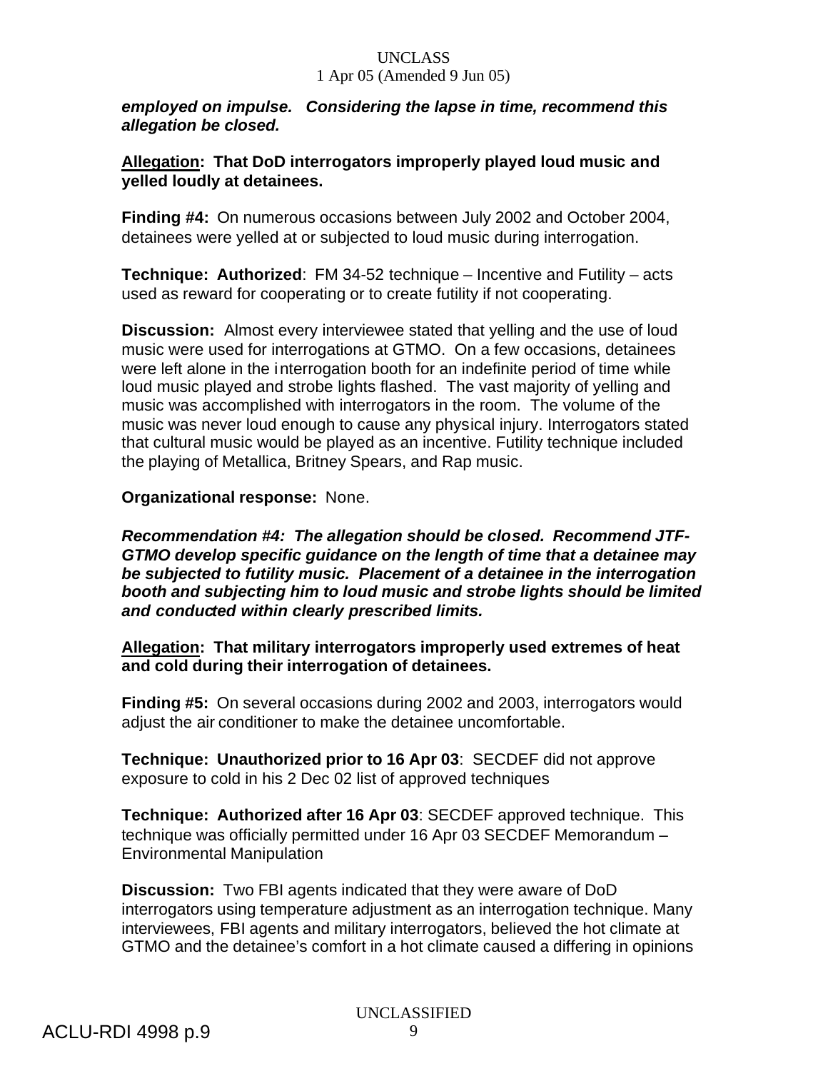***employed on impulse. Considering the lapse in time, recommend this allegation be closed.***

**<u>Allegation</u>: That DoD interrogators improperly played loud music and yelled loudly at detainees.**

**Finding #4:** On numerous occasions between July 2002 and October 2004, detainees were yelled at or subjected to loud music during interrogation.

**Technique: Authorized**: FM 34-52 technique – Incentive and Futility – acts used as reward for cooperating or to create futility if not cooperating.

**Discussion:** Almost every interviewee stated that yelling and the use of loud music were used for interrogations at GTMO. On a few occasions, detainees were left alone in the interrogation booth for an indefinite period of time while loud music played and strobe lights flashed. The vast majority of yelling and music was accomplished with interrogators in the room. The volume of the music was never loud enough to cause any physical injury. Interrogators stated that cultural music would be played as an incentive. Futility technique included the playing of Metallica, Britney Spears, and Rap music.

**Organizational response:** None.

***Recommendation #4: The allegation should be closed. Recommend JTF-GTMO develop specific guidance on the length of time that a detainee may be subjected to futility music. Placement of a detainee in the interrogation booth and subjecting him to loud music and strobe lights should be limited and conducted within clearly prescribed limits.***

**<u>Allegation</u>: That military interrogators improperly used extremes of heat and cold during their interrogation of detainees.**

**Finding #5:** On several occasions during 2002 and 2003, interrogators would adjust the air conditioner to make the detainee uncomfortable.

**Technique: Unauthorized prior to 16 Apr 03**: SECDEF did not approve exposure to cold in his 2 Dec 02 list of approved techniques

**Technique: Authorized after 16 Apr 03**: SECDEF approved technique. This technique was officially permitted under 16 Apr 03 SECDEF Memorandum – Environmental Manipulation

**Discussion:** Two FBI agents indicated that they were aware of DoD interrogators using temperature adjustment as an interrogation technique. Many interviewees, FBI agents and military interrogators, believed the hot climate at GTMO and the detainee's comfort in a hot climate caused a differing in opinions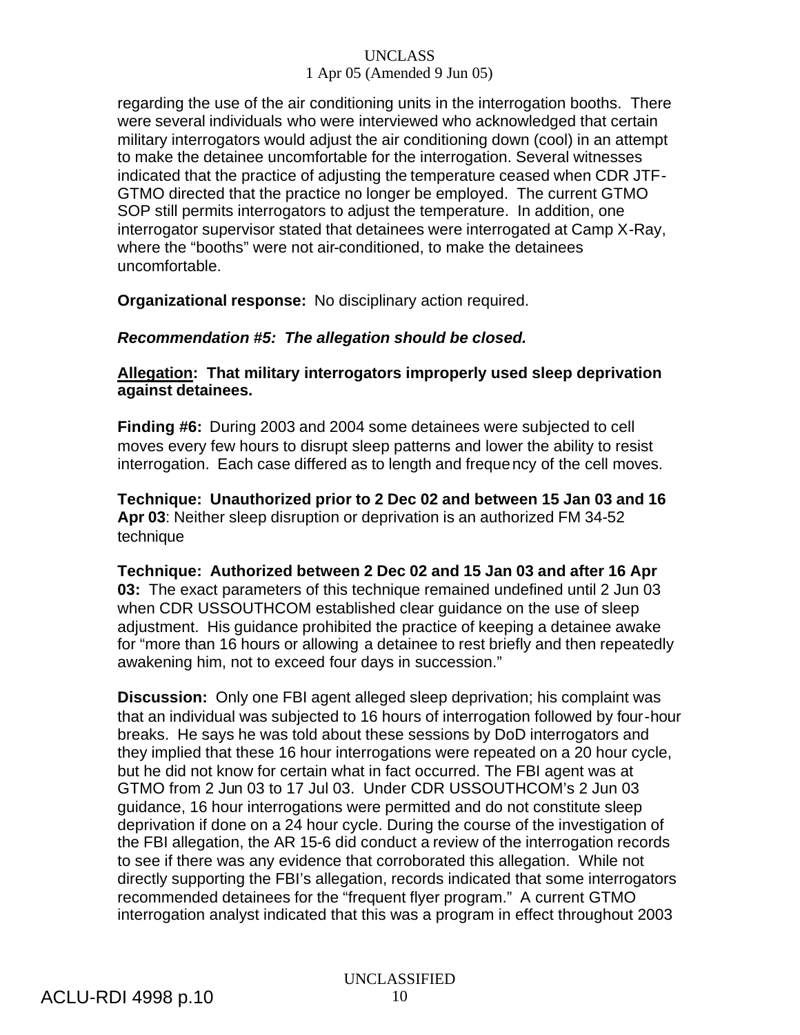regarding the use of the air conditioning units in the interrogation booths. There were several individuals who were interviewed who acknowledged that certain military interrogators would adjust the air conditioning down (cool) in an attempt to make the detainee uncomfortable for the interrogation. Several witnesses indicated that the practice of adjusting the temperature ceased when CDR JTF-GTMO directed that the practice no longer be employed. The current GTMO SOP still permits interrogators to adjust the temperature. In addition, one interrogator supervisor stated that detainees were interrogated at Camp X-Ray, where the "booths" were not air-conditioned, to make the detainees uncomfortable.

**Organizational response:** No disciplinary action required.

***Recommendation #5: The allegation should be closed.***

**<u>Allegation</u>: That military interrogators improperly used sleep deprivation against detainees.**

**Finding #6:** During 2003 and 2004 some detainees were subjected to cell moves every few hours to disrupt sleep patterns and lower the ability to resist interrogation. Each case differed as to length and frequency of the cell moves.

**Technique: Unauthorized prior to 2 Dec 02 and between 15 Jan 03 and 16 Apr 03**: Neither sleep disruption or deprivation is an authorized FM 34-52 technique

**Technique: Authorized between 2 Dec 02 and 15 Jan 03 and after 16 Apr 03:** The exact parameters of this technique remained undefined until 2 Jun 03 when CDR USSOUTHCOM established clear guidance on the use of sleep adjustment. His guidance prohibited the practice of keeping a detainee awake for "more than 16 hours or allowing a detainee to rest briefly and then repeatedly awakening him, not to exceed four days in succession."

**Discussion:** Only one FBI agent alleged sleep deprivation; his complaint was that an individual was subjected to 16 hours of interrogation followed by four-hour breaks. He says he was told about these sessions by DoD interrogators and they implied that these 16 hour interrogations were repeated on a 20 hour cycle, but he did not know for certain what in fact occurred. The FBI agent was at GTMO from 2 Jun 03 to 17 Jul 03. Under CDR USSOUTHCOM's 2 Jun 03 guidance, 16 hour interrogations were permitted and do not constitute sleep deprivation if done on a 24 hour cycle. During the course of the investigation of the FBI allegation, the AR 15-6 did conduct a review of the interrogation records to see if there was any evidence that corroborated this allegation. While not directly supporting the FBI's allegation, records indicated that some interrogators recommended detainees for the "frequent flyer program." A current GTMO interrogation analyst indicated that this was a program in effect throughout 2003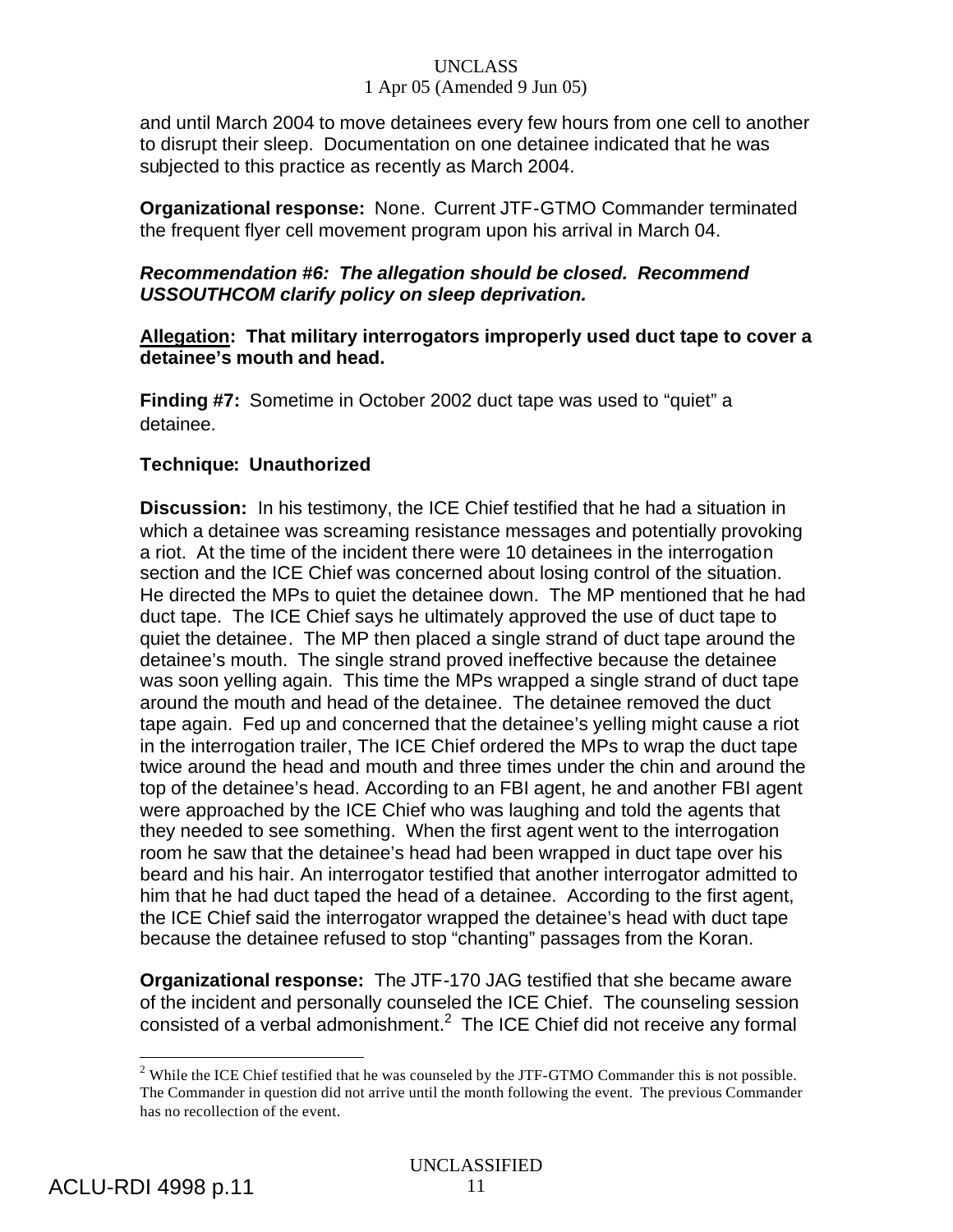and until March 2004 to move detainees every few hours from one cell to another to disrupt their sleep. Documentation on one detainee indicated that he was subjected to this practice as recently as March 2004.

**Organizational response:** None. Current JTF-GTMO Commander terminated the frequent flyer cell movement program upon his arrival in March 04.

***Recommendation #6: The allegation should be closed. Recommend USSOUTHCOM clarify policy on sleep deprivation.***

**Allegation: That military interrogators improperly used duct tape to cover a detainee's mouth and head.**

**Finding #7:** Sometime in October 2002 duct tape was used to "quiet" a detainee.

**Technique: Unauthorized**

**Discussion:** In his testimony, the ICE Chief testified that he had a situation in which a detainee was screaming resistance messages and potentially provoking a riot. At the time of the incident there were 10 detainees in the interrogation section and the ICE Chief was concerned about losing control of the situation. He directed the MPs to quiet the detainee down. The MP mentioned that he had duct tape. The ICE Chief says he ultimately approved the use of duct tape to quiet the detainee. The MP then placed a single strand of duct tape around the detainee's mouth. The single strand proved ineffective because the detainee was soon yelling again. This time the MPs wrapped a single strand of duct tape around the mouth and head of the detainee. The detainee removed the duct tape again. Fed up and concerned that the detainee's yelling might cause a riot in the interrogation trailer, The ICE Chief ordered the MPs to wrap the duct tape twice around the head and mouth and three times under the chin and around the top of the detainee's head. According to an FBI agent, he and another FBI agent were approached by the ICE Chief who was laughing and told the agents that they needed to see something. When the first agent went to the interrogation room he saw that the detainee's head had been wrapped in duct tape over his beard and his hair. An interrogator testified that another interrogator admitted to him that he had duct taped the head of a detainee. According to the first agent, the ICE Chief said the interrogator wrapped the detainee's head with duct tape because the detainee refused to stop "chanting" passages from the Koran.

**Organizational response:** The JTF-170 JAG testified that she became aware of the incident and personally counseled the ICE Chief. The counseling session consisted of a verbal admonishment.[2] The ICE Chief did not receive any formal

[2] While the ICE Chief testified that he was counseled by the JTF-GTMO Commander this is not possible. The Commander in question did not arrive until the month following the event. The previous Commander has no recollection of the event.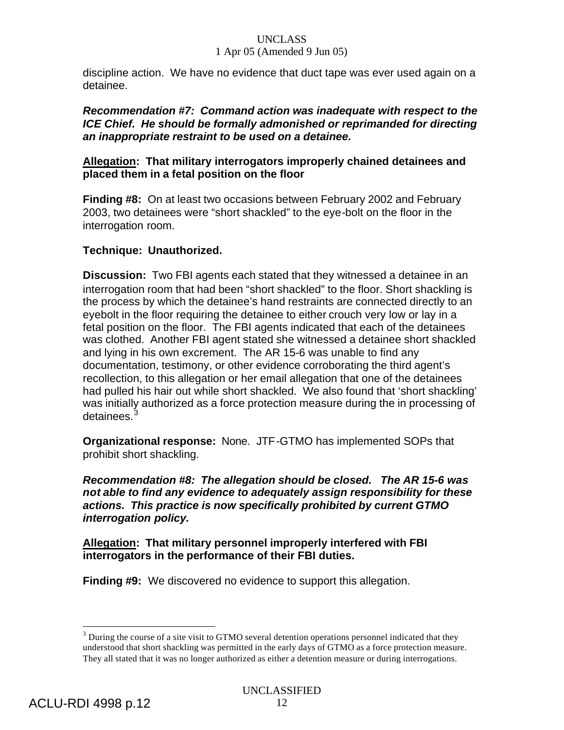discipline action. We have no evidence that duct tape was ever used again on a detainee.

***Recommendation #7: Command action was inadequate with respect to the ICE Chief. He should be formally admonished or reprimanded for directing an inappropriate restraint to be used on a detainee.***

**<u>Allegation</u>: That military interrogators improperly chained detainees and placed them in a fetal position on the floor**

**Finding #8:** On at least two occasions between February 2002 and February 2003, two detainees were "short shackled" to the eye-bolt on the floor in the interrogation room.

**Technique: Unauthorized.**

**Discussion:** Two FBI agents each stated that they witnessed a detainee in an interrogation room that had been "short shackled" to the floor. Short shackling is the process by which the detainee's hand restraints are connected directly to an eyebolt in the floor requiring the detainee to either crouch very low or lay in a fetal position on the floor. The FBI agents indicated that each of the detainees was clothed. Another FBI agent stated she witnessed a detainee short shackled and lying in his own excrement. The AR 15-6 was unable to find any documentation, testimony, or other evidence corroborating the third agent's recollection, to this allegation or her email allegation that one of the detainees had pulled his hair out while short shackled. We also found that 'short shackling' was initially authorized as a force protection measure during the in processing of detainees.[3]

**Organizational response:** None. JTF-GTMO has implemented SOPs that prohibit short shackling.

***Recommendation #8: The allegation should be closed. The AR 15-6 was not able to find any evidence to adequately assign responsibility for these actions. This practice is now specifically prohibited by current GTMO interrogation policy.***

**<u>Allegation</u>: That military personnel improperly interfered with FBI interrogators in the performance of their FBI duties.**

**Finding #9:** We discovered no evidence to support this allegation.

---

[3] During the course of a site visit to GTMO several detention operations personnel indicated that they understood that short shackling was permitted in the early days of GTMO as a force protection measure. They all stated that it was no longer authorized as either a detention measure or during interrogations.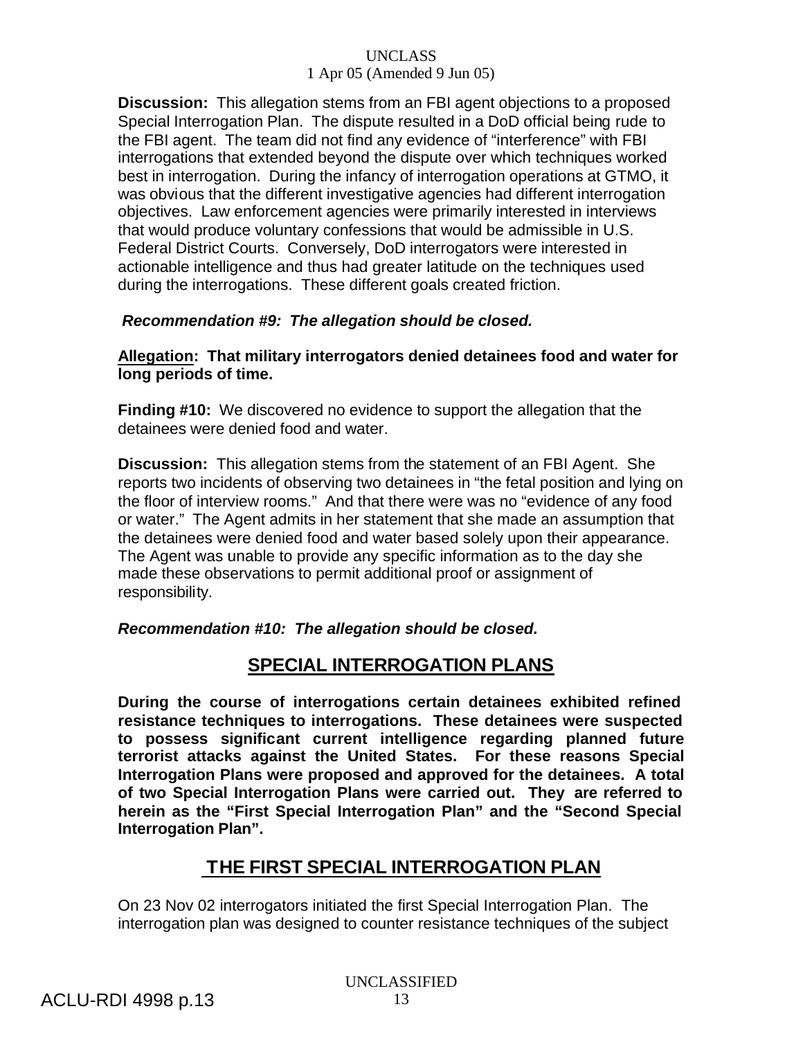**Discussion:** This allegation stems from an FBI agent objections to a proposed Special Interrogation Plan. The dispute resulted in a DoD official being rude to the FBI agent. The team did not find any evidence of "interference" with FBI interrogations that extended beyond the dispute over which techniques worked best in interrogation. During the infancy of interrogation operations at GTMO, it was obvious that the different investigative agencies had different interrogation objectives. Law enforcement agencies were primarily interested in interviews that would produce voluntary confessions that would be admissible in U.S. Federal District Courts. Conversely, DoD interrogators were interested in actionable intelligence and thus had greater latitude on the techniques used during the interrogations. These different goals created friction.

***Recommendation #9: The allegation should be closed.***

**<u>Allegation</u>: That military interrogators denied detainees food and water for long periods of time.**

**Finding #10:** We discovered no evidence to support the allegation that the detainees were denied food and water.

**Discussion:** This allegation stems from the statement of an FBI Agent. She reports two incidents of observing two detainees in "the fetal position and lying on the floor of interview rooms." And that there were was no "evidence of any food or water." The Agent admits in her statement that she made an assumption that the detainees were denied food and water based solely upon their appearance. The Agent was unable to provide any specific information as to the day she made these observations to permit additional proof or assignment of responsibility.

***Recommendation #10: The allegation should be closed.***

## SPECIAL INTERROGATION PLANS

**During the course of interrogations certain detainees exhibited refined resistance techniques to interrogations. These detainees were suspected to possess significant current intelligence regarding planned future terrorist attacks against the United States. For these reasons Special Interrogation Plans were proposed and approved for the detainees. A total of two Special Interrogation Plans were carried out. They are referred to herein as the "First Special Interrogation Plan" and the "Second Special Interrogation Plan".**

## THE FIRST SPECIAL INTERROGATION PLAN

On 23 Nov 02 interrogators initiated the first Special Interrogation Plan. The interrogation plan was designed to counter resistance techniques of the subject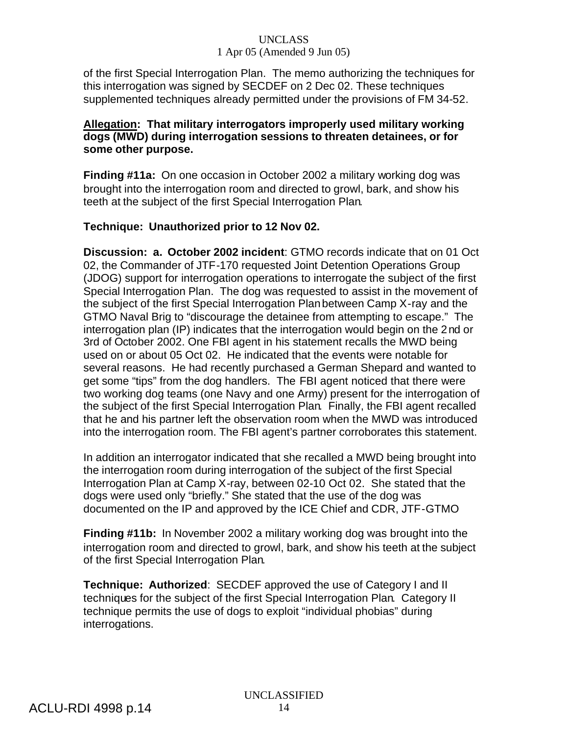of the first Special Interrogation Plan. The memo authorizing the techniques for this interrogation was signed by SECDEF on 2 Dec 02. These techniques supplemented techniques already permitted under the provisions of FM 34-52.

**Allegation: That military interrogators improperly used military working dogs (MWD) during interrogation sessions to threaten detainees, or for some other purpose.**

**Finding #11a:** On one occasion in October 2002 a military working dog was brought into the interrogation room and directed to growl, bark, and show his teeth at the subject of the first Special Interrogation Plan.

**Technique: Unauthorized prior to 12 Nov 02.**

**Discussion: a. October 2002 incident**: GTMO records indicate that on 01 Oct 02, the Commander of JTF-170 requested Joint Detention Operations Group (JDOG) support for interrogation operations to interrogate the subject of the first Special Interrogation Plan. The dog was requested to assist in the movement of the subject of the first Special Interrogation Plan between Camp X-ray and the GTMO Naval Brig to "discourage the detainee from attempting to escape." The interrogation plan (IP) indicates that the interrogation would begin on the 2nd or 3rd of October 2002. One FBI agent in his statement recalls the MWD being used on or about 05 Oct 02. He indicated that the events were notable for several reasons. He had recently purchased a German Shepard and wanted to get some "tips" from the dog handlers. The FBI agent noticed that there were two working dog teams (one Navy and one Army) present for the interrogation of the subject of the first Special Interrogation Plan. Finally, the FBI agent recalled that he and his partner left the observation room when the MWD was introduced into the interrogation room. The FBI agent's partner corroborates this statement.

In addition an interrogator indicated that she recalled a MWD being brought into the interrogation room during interrogation of the subject of the first Special Interrogation Plan at Camp X-ray, between 02-10 Oct 02. She stated that the dogs were used only "briefly." She stated that the use of the dog was documented on the IP and approved by the ICE Chief and CDR, JTF-GTMO

**Finding #11b:** In November 2002 a military working dog was brought into the interrogation room and directed to growl, bark, and show his teeth at the subject of the first Special Interrogation Plan.

**Technique: Authorized**: SECDEF approved the use of Category I and II techniques for the subject of the first Special Interrogation Plan. Category II technique permits the use of dogs to exploit "individual phobias" during interrogations.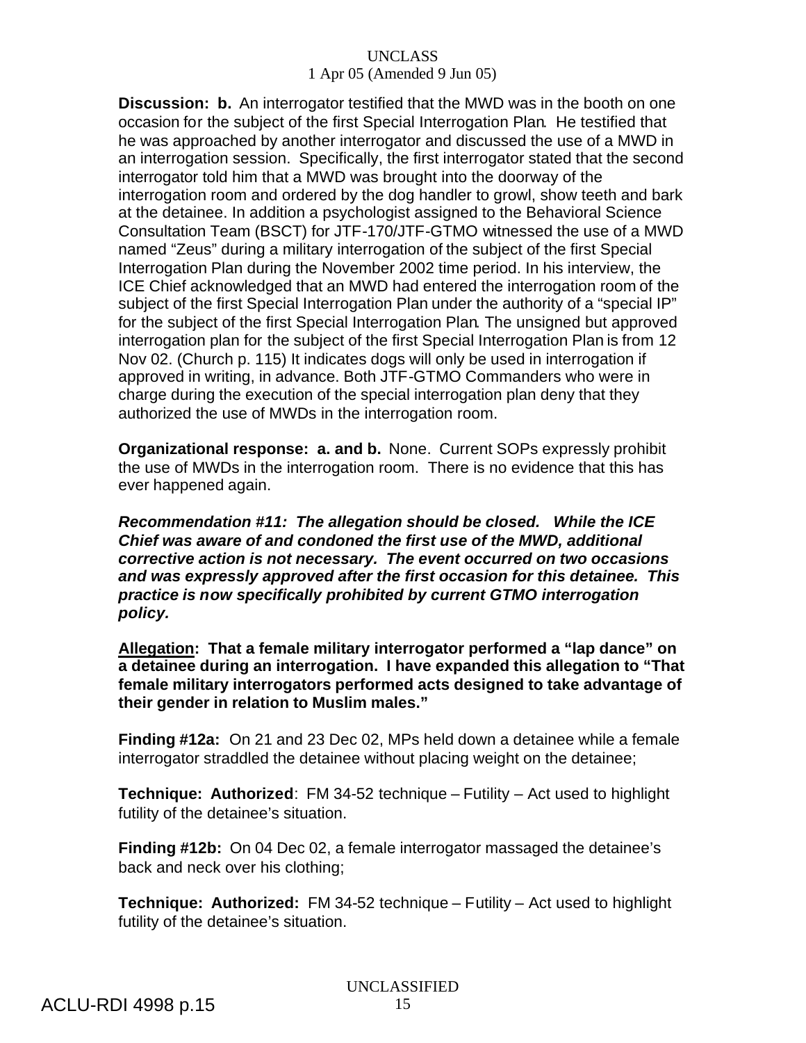**Discussion: b.** An interrogator testified that the MWD was in the booth on one occasion for the subject of the first Special Interrogation Plan. He testified that he was approached by another interrogator and discussed the use of a MWD in an interrogation session. Specifically, the first interrogator stated that the second interrogator told him that a MWD was brought into the doorway of the interrogation room and ordered by the dog handler to growl, show teeth and bark at the detainee. In addition a psychologist assigned to the Behavioral Science Consultation Team (BSCT) for JTF-170/JTF-GTMO witnessed the use of a MWD named "Zeus" during a military interrogation of the subject of the first Special Interrogation Plan during the November 2002 time period. In his interview, the ICE Chief acknowledged that an MWD had entered the interrogation room of the subject of the first Special Interrogation Plan under the authority of a "special IP" for the subject of the first Special Interrogation Plan. The unsigned but approved interrogation plan for the subject of the first Special Interrogation Plan is from 12 Nov 02. (Church p. 115) It indicates dogs will only be used in interrogation if approved in writing, in advance. Both JTF-GTMO Commanders who were in charge during the execution of the special interrogation plan deny that they authorized the use of MWDs in the interrogation room.

**Organizational response: a. and b.** None. Current SOPs expressly prohibit the use of MWDs in the interrogation room. There is no evidence that this has ever happened again.

***Recommendation #11: The allegation should be closed. While the ICE Chief was aware of and condoned the first use of the MWD, additional corrective action is not necessary. The event occurred on two occasions and was expressly approved after the first occasion for this detainee. This practice is now specifically prohibited by current GTMO interrogation policy.***

**<u>Allegation</u>: That a female military interrogator performed a "lap dance" on a detainee during an interrogation. I have expanded this allegation to "That female military interrogators performed acts designed to take advantage of their gender in relation to Muslim males."**

**Finding #12a:** On 21 and 23 Dec 02, MPs held down a detainee while a female interrogator straddled the detainee without placing weight on the detainee;

**Technique: Authorized**: FM 34-52 technique – Futility – Act used to highlight futility of the detainee's situation.

**Finding #12b:** On 04 Dec 02, a female interrogator massaged the detainee's back and neck over his clothing;

**Technique: Authorized:** FM 34-52 technique – Futility – Act used to highlight futility of the detainee's situation.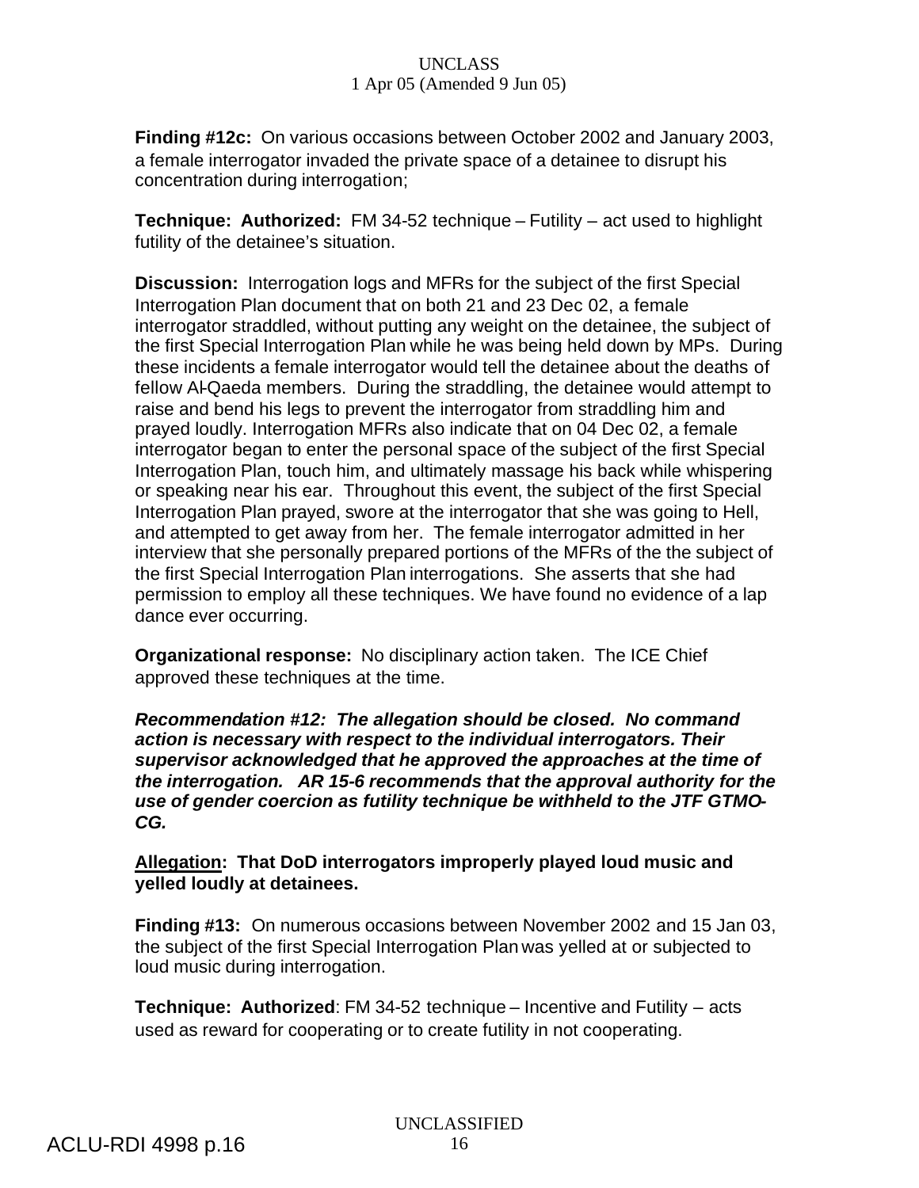**Finding #12c:** On various occasions between October 2002 and January 2003, a female interrogator invaded the private space of a detainee to disrupt his concentration during interrogation;

**Technique: Authorized:** FM 34-52 technique – Futility – act used to highlight futility of the detainee's situation.

**Discussion:** Interrogation logs and MFRs for the subject of the first Special Interrogation Plan document that on both 21 and 23 Dec 02, a female interrogator straddled, without putting any weight on the detainee, the subject of the first Special Interrogation Plan while he was being held down by MPs. During these incidents a female interrogator would tell the detainee about the deaths of fellow Al-Qaeda members. During the straddling, the detainee would attempt to raise and bend his legs to prevent the interrogator from straddling him and prayed loudly. Interrogation MFRs also indicate that on 04 Dec 02, a female interrogator began to enter the personal space of the subject of the first Special Interrogation Plan, touch him, and ultimately massage his back while whispering or speaking near his ear. Throughout this event, the subject of the first Special Interrogation Plan prayed, swore at the interrogator that she was going to Hell, and attempted to get away from her. The female interrogator admitted in her interview that she personally prepared portions of the MFRs of the the subject of the first Special Interrogation Plan interrogations. She asserts that she had permission to employ all these techniques. We have found no evidence of a lap dance ever occurring.

**Organizational response:** No disciplinary action taken. The ICE Chief approved these techniques at the time.

***Recommendation #12: The allegation should be closed. No command action is necessary with respect to the individual interrogators. Their supervisor acknowledged that he approved the approaches at the time of the interrogation. AR 15-6 recommends that the approval authority for the use of gender coercion as futility technique be withheld to the JTF GTMO-CG.***

**Allegation: That DoD interrogators improperly played loud music and yelled loudly at detainees.**

**Finding #13:** On numerous occasions between November 2002 and 15 Jan 03, the subject of the first Special Interrogation Plan was yelled at or subjected to loud music during interrogation.

**Technique: Authorized**: FM 34-52 technique – Incentive and Futility – acts used as reward for cooperating or to create futility in not cooperating.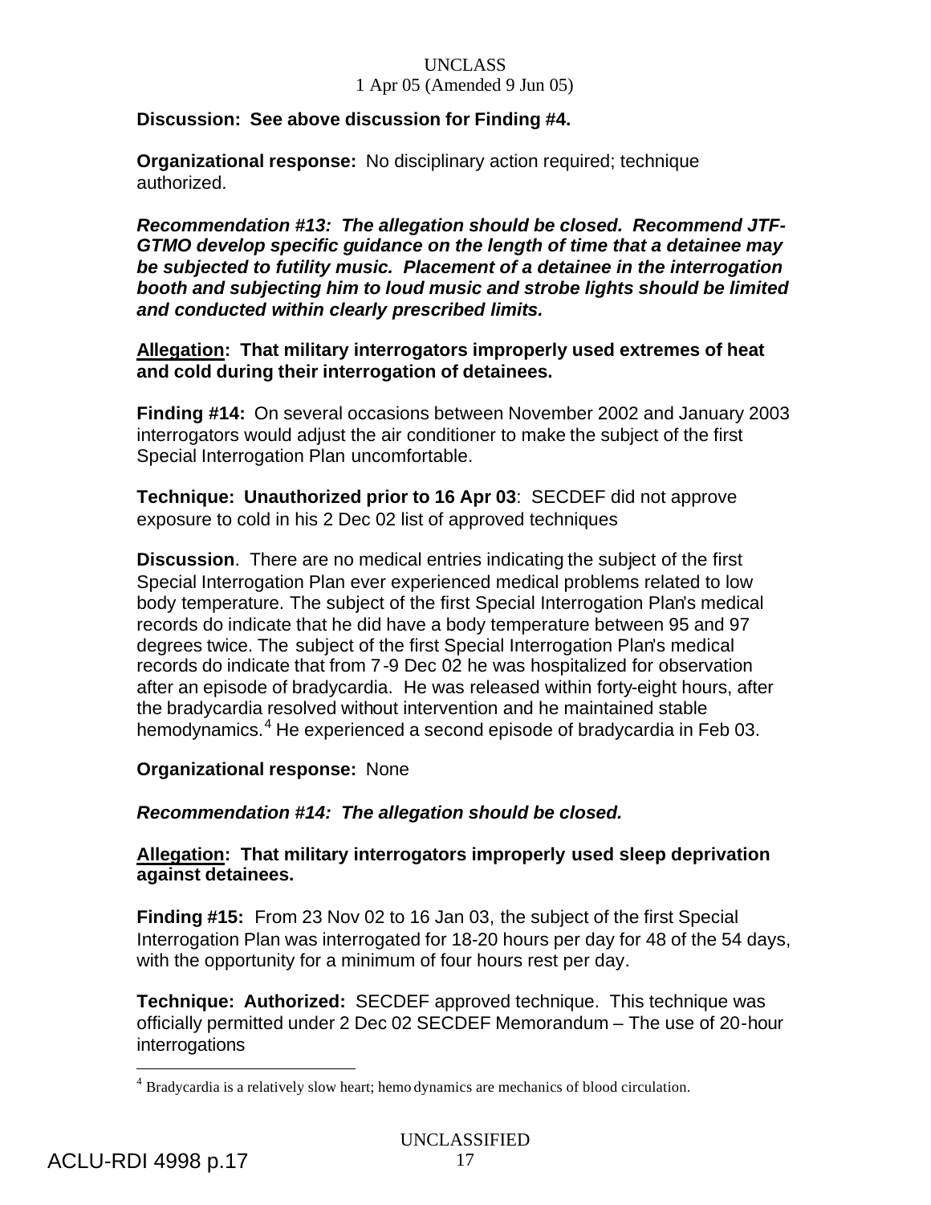**Discussion: See above discussion for Finding #4.**

**Organizational response:** No disciplinary action required; technique authorized.

***Recommendation #13: The allegation should be closed. Recommend JTF-GTMO develop specific guidance on the length of time that a detainee may be subjected to futility music. Placement of a detainee in the interrogation booth and subjecting him to loud music and strobe lights should be limited and conducted within clearly prescribed limits.***

**Allegation: That military interrogators improperly used extremes of heat and cold during their interrogation of detainees.**

**Finding #14:** On several occasions between November 2002 and January 2003 interrogators would adjust the air conditioner to make the subject of the first Special Interrogation Plan uncomfortable.

**Technique: Unauthorized prior to 16 Apr 03**: SECDEF did not approve exposure to cold in his 2 Dec 02 list of approved techniques

**Discussion**. There are no medical entries indicating the subject of the first Special Interrogation Plan ever experienced medical problems related to low body temperature. The subject of the first Special Interrogation Plan's medical records do indicate that he did have a body temperature between 95 and 97 degrees twice. The subject of the first Special Interrogation Plan's medical records do indicate that from 7-9 Dec 02 he was hospitalized for observation after an episode of bradycardia. He was released within forty-eight hours, after the bradycardia resolved without intervention and he maintained stable hemodynamics.[4] He experienced a second episode of bradycardia in Feb 03.

**Organizational response:** None

***Recommendation #14: The allegation should be closed.***

**Allegation: That military interrogators improperly used sleep deprivation against detainees.**

**Finding #15:** From 23 Nov 02 to 16 Jan 03, the subject of the first Special Interrogation Plan was interrogated for 18-20 hours per day for 48 of the 54 days, with the opportunity for a minimum of four hours rest per day.

**Technique: Authorized:** SECDEF approved technique. This technique was officially permitted under 2 Dec 02 SECDEF Memorandum – The use of 20-hour interrogations

---

[4] Bradycardia is a relatively slow heart; hemodynamics are mechanics of blood circulation.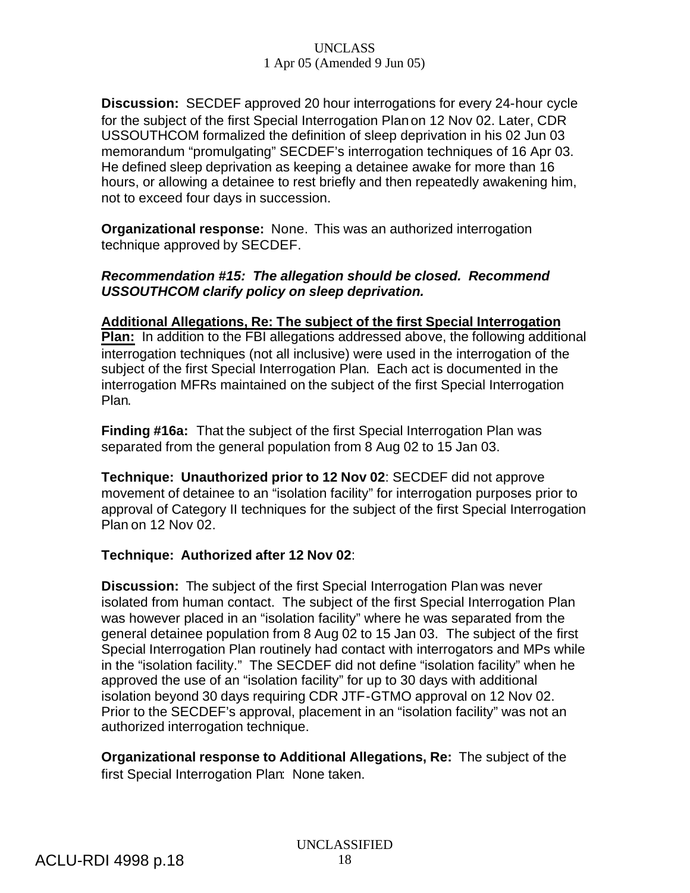**Discussion:** SECDEF approved 20 hour interrogations for every 24-hour cycle for the subject of the first Special Interrogation Plan on 12 Nov 02. Later, CDR USSOUTHCOM formalized the definition of sleep deprivation in his 02 Jun 03 memorandum "promulgating" SECDEF's interrogation techniques of 16 Apr 03. He defined sleep deprivation as keeping a detainee awake for more than 16 hours, or allowing a detainee to rest briefly and then repeatedly awakening him, not to exceed four days in succession.

**Organizational response:** None. This was an authorized interrogation technique approved by SECDEF.

***Recommendation #15: The allegation should be closed. Recommend USSOUTHCOM clarify policy on sleep deprivation.***

**Additional Allegations, Re: The subject of the first Special Interrogation Plan:** In addition to the FBI allegations addressed above, the following additional interrogation techniques (not all inclusive) were used in the interrogation of the subject of the first Special Interrogation Plan. Each act is documented in the interrogation MFRs maintained on the subject of the first Special Interrogation Plan.

**Finding #16a:** That the subject of the first Special Interrogation Plan was separated from the general population from 8 Aug 02 to 15 Jan 03.

**Technique: Unauthorized prior to 12 Nov 02**: SECDEF did not approve movement of detainee to an "isolation facility" for interrogation purposes prior to approval of Category II techniques for the subject of the first Special Interrogation Plan on 12 Nov 02.

**Technique: Authorized after 12 Nov 02**:

**Discussion:** The subject of the first Special Interrogation Plan was never isolated from human contact. The subject of the first Special Interrogation Plan was however placed in an "isolation facility" where he was separated from the general detainee population from 8 Aug 02 to 15 Jan 03. The subject of the first Special Interrogation Plan routinely had contact with interrogators and MPs while in the "isolation facility." The SECDEF did not define "isolation facility" when he approved the use of an "isolation facility" for up to 30 days with additional isolation beyond 30 days requiring CDR JTF-GTMO approval on 12 Nov 02. Prior to the SECDEF's approval, placement in an "isolation facility" was not an authorized interrogation technique.

**Organizational response to Additional Allegations, Re:** The subject of the first Special Interrogation Plan: None taken.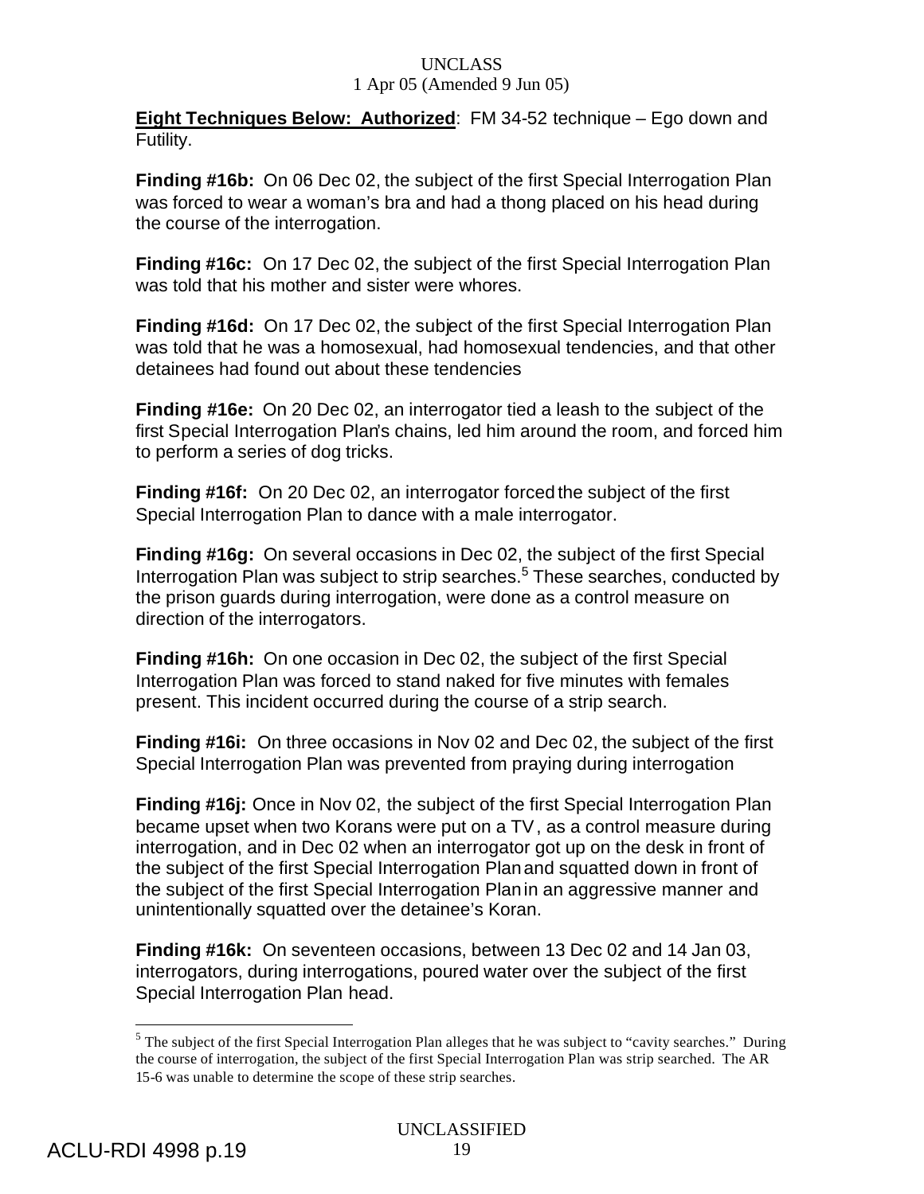**Eight Techniques Below: Authorized**: FM 34-52 technique – Ego down and Futility.

**Finding #16b:** On 06 Dec 02, the subject of the first Special Interrogation Plan was forced to wear a woman's bra and had a thong placed on his head during the course of the interrogation.

**Finding #16c:** On 17 Dec 02, the subject of the first Special Interrogation Plan was told that his mother and sister were whores.

**Finding #16d:** On 17 Dec 02, the subject of the first Special Interrogation Plan was told that he was a homosexual, had homosexual tendencies, and that other detainees had found out about these tendencies

**Finding #16e:** On 20 Dec 02, an interrogator tied a leash to the subject of the first Special Interrogation Plan's chains, led him around the room, and forced him to perform a series of dog tricks.

**Finding #16f:** On 20 Dec 02, an interrogator forced the subject of the first Special Interrogation Plan to dance with a male interrogator.

**Finding #16g:** On several occasions in Dec 02, the subject of the first Special Interrogation Plan was subject to strip searches.[5] These searches, conducted by the prison guards during interrogation, were done as a control measure on direction of the interrogators.

**Finding #16h:** On one occasion in Dec 02, the subject of the first Special Interrogation Plan was forced to stand naked for five minutes with females present. This incident occurred during the course of a strip search.

**Finding #16i:** On three occasions in Nov 02 and Dec 02, the subject of the first Special Interrogation Plan was prevented from praying during interrogation

**Finding #16j:** Once in Nov 02, the subject of the first Special Interrogation Plan became upset when two Korans were put on a TV, as a control measure during interrogation, and in Dec 02 when an interrogator got up on the desk in front of the subject of the first Special Interrogation Plan and squatted down in front of the subject of the first Special Interrogation Plan in an aggressive manner and unintentionally squatted over the detainee's Koran.

**Finding #16k:** On seventeen occasions, between 13 Dec 02 and 14 Jan 03, interrogators, during interrogations, poured water over the subject of the first Special Interrogation Plan head.

---

[5] The subject of the first Special Interrogation Plan alleges that he was subject to "cavity searches." During the course of interrogation, the subject of the first Special Interrogation Plan was strip searched. The AR 15-6 was unable to determine the scope of these strip searches.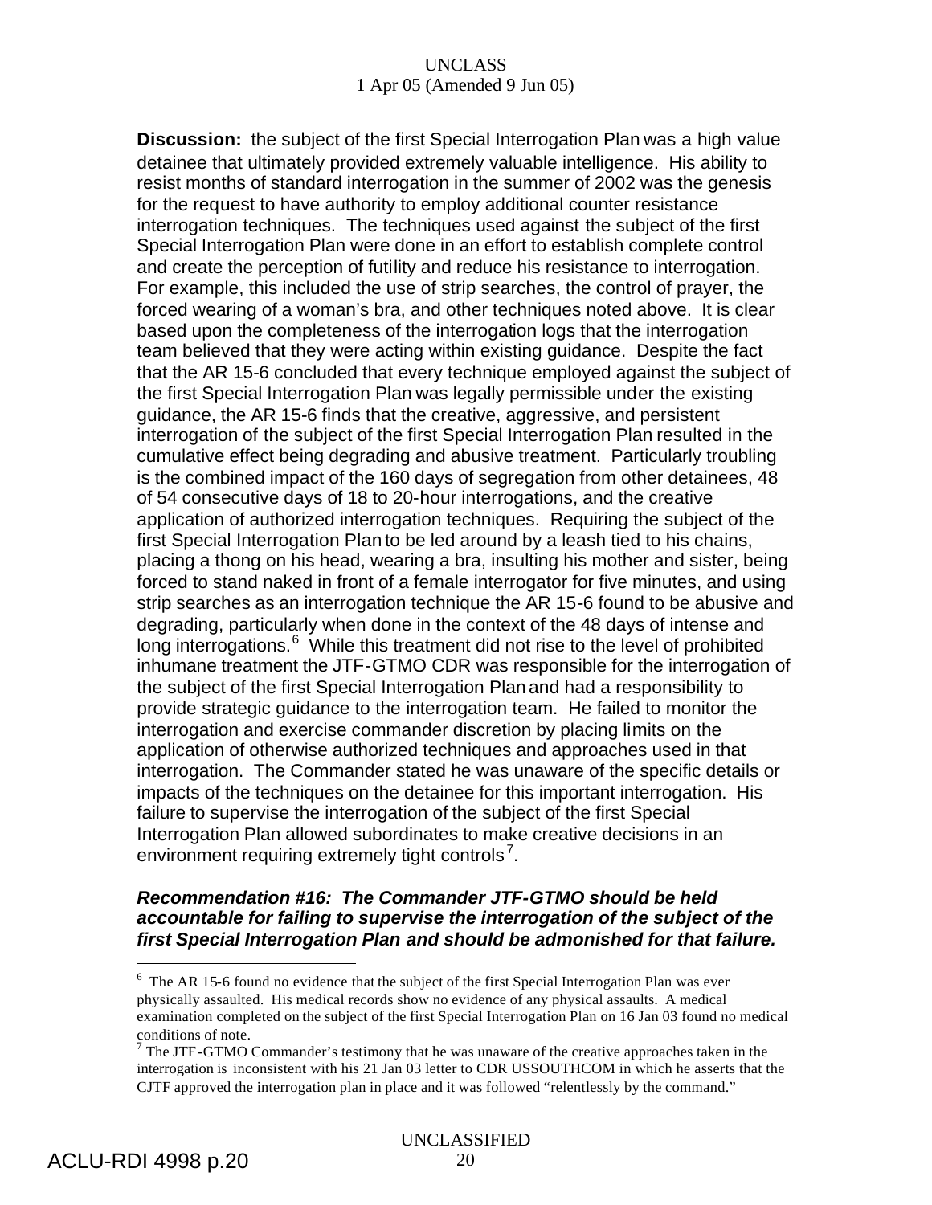**Discussion:** the subject of the first Special Interrogation Plan was a high value detainee that ultimately provided extremely valuable intelligence. His ability to resist months of standard interrogation in the summer of 2002 was the genesis for the request to have authority to employ additional counter resistance interrogation techniques. The techniques used against the subject of the first Special Interrogation Plan were done in an effort to establish complete control and create the perception of futility and reduce his resistance to interrogation. For example, this included the use of strip searches, the control of prayer, the forced wearing of a woman's bra, and other techniques noted above. It is clear based upon the completeness of the interrogation logs that the interrogation team believed that they were acting within existing guidance. Despite the fact that the AR 15-6 concluded that every technique employed against the subject of the first Special Interrogation Plan was legally permissible under the existing guidance, the AR 15-6 finds that the creative, aggressive, and persistent interrogation of the subject of the first Special Interrogation Plan resulted in the cumulative effect being degrading and abusive treatment. Particularly troubling is the combined impact of the 160 days of segregation from other detainees, 48 of 54 consecutive days of 18 to 20-hour interrogations, and the creative application of authorized interrogation techniques. Requiring the subject of the first Special Interrogation Plan to be led around by a leash tied to his chains, placing a thong on his head, wearing a bra, insulting his mother and sister, being forced to stand naked in front of a female interrogator for five minutes, and using strip searches as an interrogation technique the AR 15-6 found to be abusive and degrading, particularly when done in the context of the 48 days of intense and long interrogations.[6] While this treatment did not rise to the level of prohibited inhumane treatment the JTF-GTMO CDR was responsible for the interrogation of the subject of the first Special Interrogation Plan and had a responsibility to provide strategic guidance to the interrogation team. He failed to monitor the interrogation and exercise commander discretion by placing limits on the application of otherwise authorized techniques and approaches used in that interrogation. The Commander stated he was unaware of the specific details or impacts of the techniques on the detainee for this important interrogation. His failure to supervise the interrogation of the subject of the first Special Interrogation Plan allowed subordinates to make creative decisions in an environment requiring extremely tight controls[7].

***Recommendation #16: The Commander JTF-GTMO should be held accountable for failing to supervise the interrogation of the subject of the first Special Interrogation Plan and should be admonished for that failure.***

---

[6] The AR 15-6 found no evidence that the subject of the first Special Interrogation Plan was ever physically assaulted. His medical records show no evidence of any physical assaults. A medical examination completed on the subject of the first Special Interrogation Plan on 16 Jan 03 found no medical conditions of note.

[7] The JTF-GTMO Commander's testimony that he was unaware of the creative approaches taken in the interrogation is inconsistent with his 21 Jan 03 letter to CDR USSOUTHCOM in which he asserts that the CJTF approved the interrogation plan in place and it was followed "relentlessly by the command."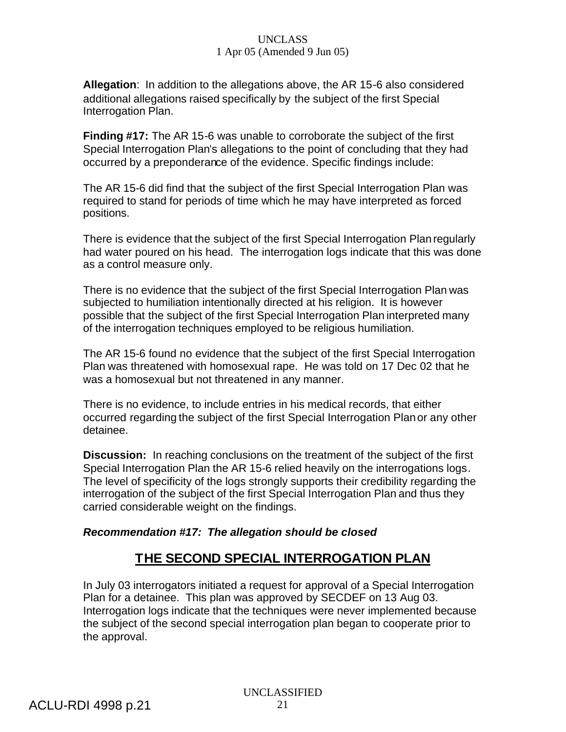**Allegation**: In addition to the allegations above, the AR 15-6 also considered additional allegations raised specifically by the subject of the first Special Interrogation Plan.

**Finding #17:** The AR 15-6 was unable to corroborate the subject of the first Special Interrogation Plan's allegations to the point of concluding that they had occurred by a preponderance of the evidence. Specific findings include:

The AR 15-6 did find that the subject of the first Special Interrogation Plan was required to stand for periods of time which he may have interpreted as forced positions.

There is evidence that the subject of the first Special Interrogation Plan regularly had water poured on his head. The interrogation logs indicate that this was done as a control measure only.

There is no evidence that the subject of the first Special Interrogation Plan was subjected to humiliation intentionally directed at his religion. It is however possible that the subject of the first Special Interrogation Plan interpreted many of the interrogation techniques employed to be religious humiliation.

The AR 15-6 found no evidence that the subject of the first Special Interrogation Plan was threatened with homosexual rape. He was told on 17 Dec 02 that he was a homosexual but not threatened in any manner.

There is no evidence, to include entries in his medical records, that either occurred regarding the subject of the first Special Interrogation Plan or any other detainee.

**Discussion:** In reaching conclusions on the treatment of the subject of the first Special Interrogation Plan the AR 15-6 relied heavily on the interrogations logs. The level of specificity of the logs strongly supports their credibility regarding the interrogation of the subject of the first Special Interrogation Plan and thus they carried considerable weight on the findings.

***Recommendation #17: The allegation should be closed***

## THE SECOND SPECIAL INTERROGATION PLAN

In July 03 interrogators initiated a request for approval of a Special Interrogation Plan for a detainee. This plan was approved by SECDEF on 13 Aug 03. Interrogation logs indicate that the techniques were never implemented because the subject of the second special interrogation plan began to cooperate prior to the approval.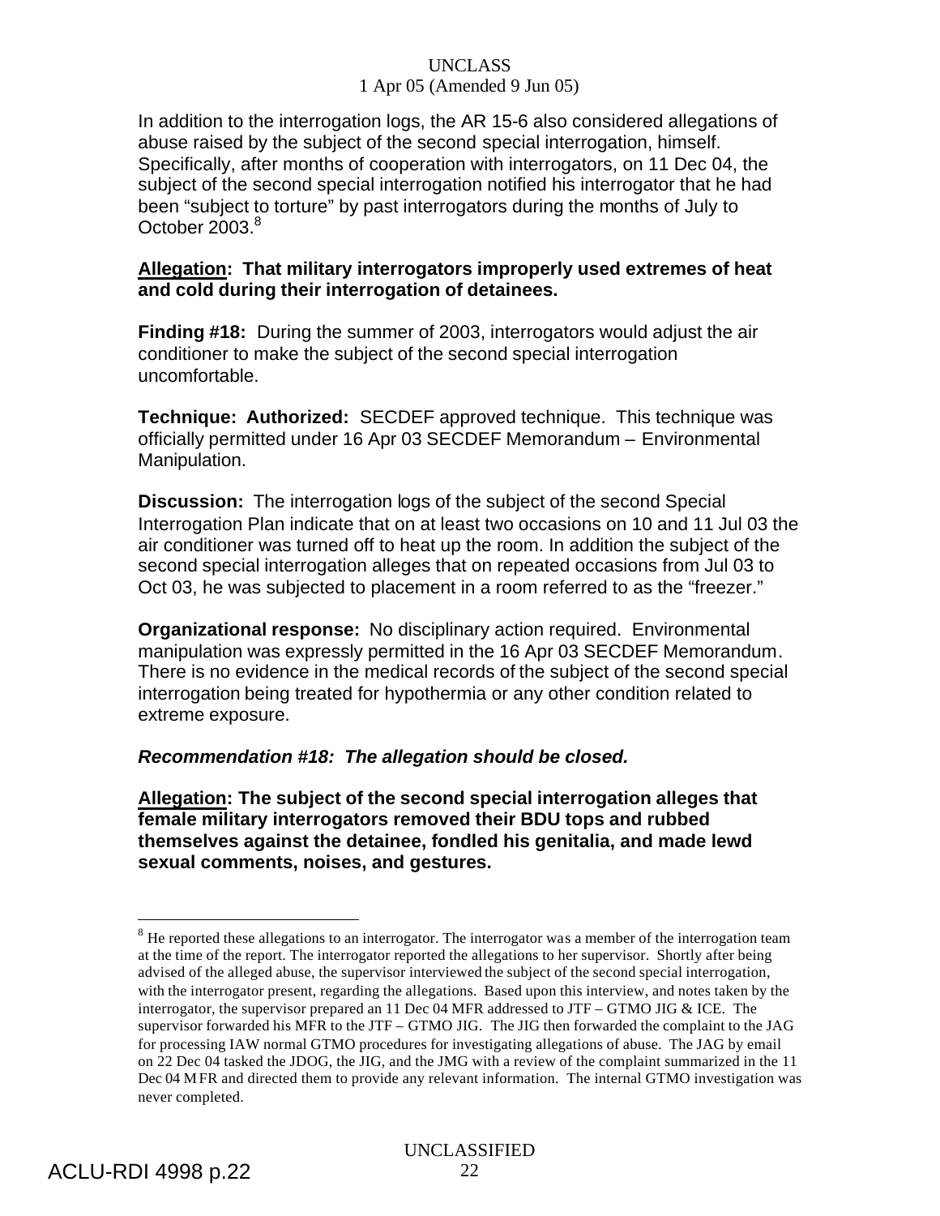In addition to the interrogation logs, the AR 15-6 also considered allegations of abuse raised by the subject of the second special interrogation, himself. Specifically, after months of cooperation with interrogators, on 11 Dec 04, the subject of the second special interrogation notified his interrogator that he had been "subject to torture" by past interrogators during the months of July to October 2003.[8]

**Allegation: That military interrogators improperly used extremes of heat and cold during their interrogation of detainees.**

**Finding #18:** During the summer of 2003, interrogators would adjust the air conditioner to make the subject of the second special interrogation uncomfortable.

**Technique: Authorized:** SECDEF approved technique. This technique was officially permitted under 16 Apr 03 SECDEF Memorandum – Environmental Manipulation.

**Discussion:** The interrogation logs of the subject of the second Special Interrogation Plan indicate that on at least two occasions on 10 and 11 Jul 03 the air conditioner was turned off to heat up the room. In addition the subject of the second special interrogation alleges that on repeated occasions from Jul 03 to Oct 03, he was subjected to placement in a room referred to as the "freezer."

**Organizational response:** No disciplinary action required. Environmental manipulation was expressly permitted in the 16 Apr 03 SECDEF Memorandum. There is no evidence in the medical records of the subject of the second special interrogation being treated for hypothermia or any other condition related to extreme exposure.

***Recommendation #18: The allegation should be closed.***

**Allegation: The subject of the second special interrogation alleges that female military interrogators removed their BDU tops and rubbed themselves against the detainee, fondled his genitalia, and made lewd sexual comments, noises, and gestures.**

---

[8] He reported these allegations to an interrogator. The interrogator was a member of the interrogation team at the time of the report. The interrogator reported the allegations to her supervisor. Shortly after being advised of the alleged abuse, the supervisor interviewed the subject of the second special interrogation, with the interrogator present, regarding the allegations. Based upon this interview, and notes taken by the interrogator, the supervisor prepared an 11 Dec 04 MFR addressed to JTF – GTMO JIG & ICE. The supervisor forwarded his MFR to the JTF – GTMO JIG. The JIG then forwarded the complaint to the JAG for processing IAW normal GTMO procedures for investigating allegations of abuse. The JAG by email on 22 Dec 04 tasked the JDOG, the JIG, and the JMG with a review of the complaint summarized in the 11 Dec 04 MFR and directed them to provide any relevant information. The internal GTMO investigation was never completed.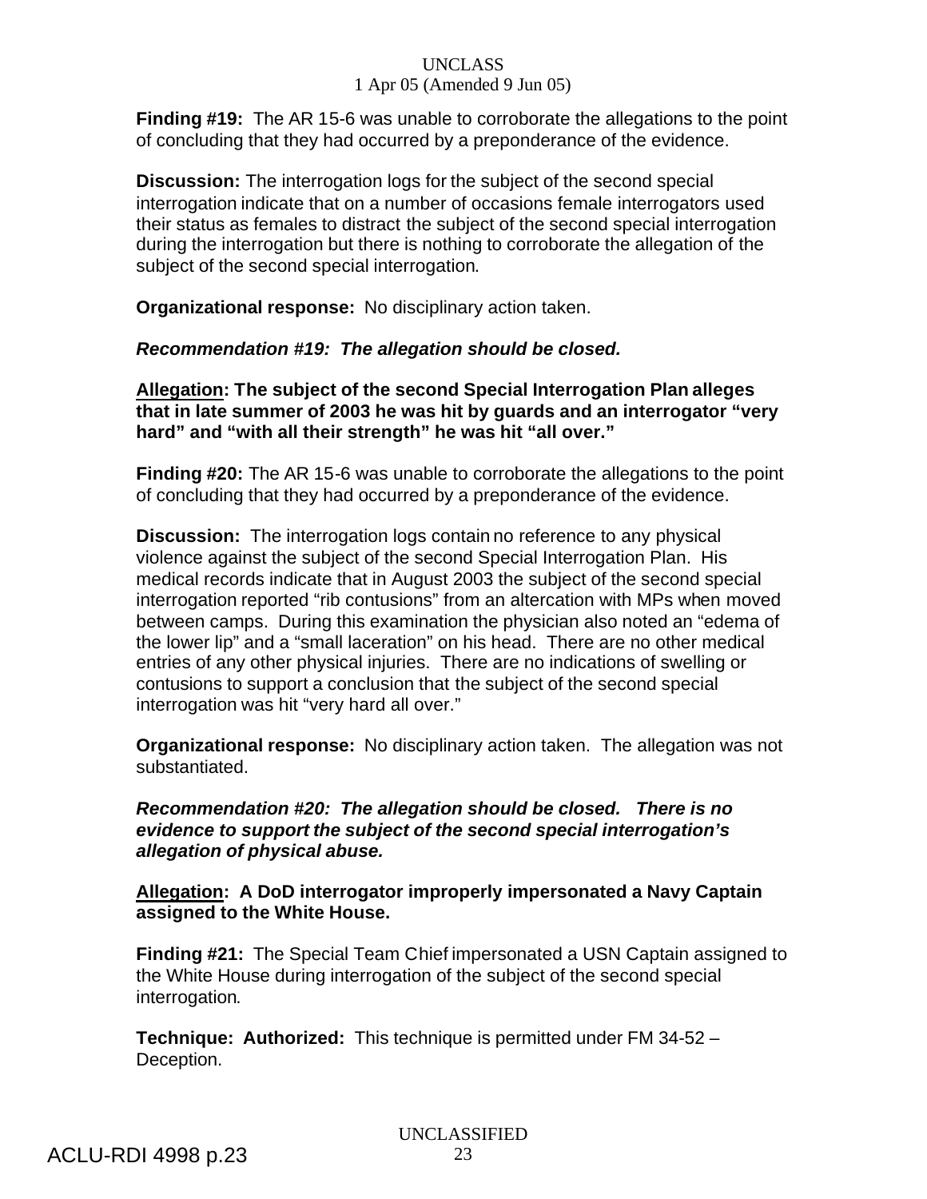**Finding #19:** The AR 15-6 was unable to corroborate the allegations to the point of concluding that they had occurred by a preponderance of the evidence.

**Discussion:** The interrogation logs for the subject of the second special interrogation indicate that on a number of occasions female interrogators used their status as females to distract the subject of the second special interrogation during the interrogation but there is nothing to corroborate the allegation of the subject of the second special interrogation.

**Organizational response:** No disciplinary action taken.

***Recommendation #19: The allegation should be closed.***

**__Allegation__: The subject of the second Special Interrogation Plan alleges that in late summer of 2003 he was hit by guards and an interrogator "very hard" and "with all their strength" he was hit "all over."**

**Finding #20:** The AR 15-6 was unable to corroborate the allegations to the point of concluding that they had occurred by a preponderance of the evidence.

**Discussion:** The interrogation logs contain no reference to any physical violence against the subject of the second Special Interrogation Plan. His medical records indicate that in August 2003 the subject of the second special interrogation reported "rib contusions" from an altercation with MPs when moved between camps. During this examination the physician also noted an "edema of the lower lip" and a "small laceration" on his head. There are no other medical entries of any other physical injuries. There are no indications of swelling or contusions to support a conclusion that the subject of the second special interrogation was hit "very hard all over."

**Organizational response:** No disciplinary action taken. The allegation was not substantiated.

***Recommendation #20: The allegation should be closed. There is no evidence to support the subject of the second special interrogation's allegation of physical abuse.***

**__Allegation__: A DoD interrogator improperly impersonated a Navy Captain assigned to the White House.**

**Finding #21:** The Special Team Chief impersonated a USN Captain assigned to the White House during interrogation of the subject of the second special interrogation.

**Technique: Authorized:** This technique is permitted under FM 34-52 – Deception.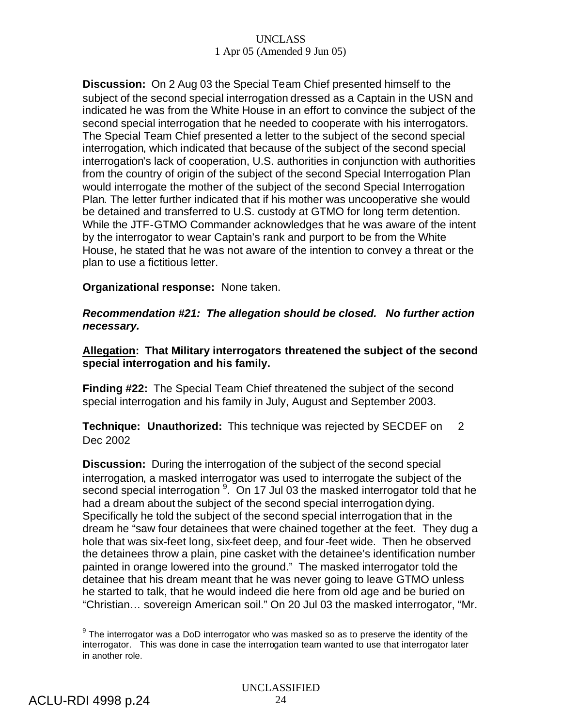**Discussion:** On 2 Aug 03 the Special Team Chief presented himself to the subject of the second special interrogation dressed as a Captain in the USN and indicated he was from the White House in an effort to convince the subject of the second special interrogation that he needed to cooperate with his interrogators. The Special Team Chief presented a letter to the subject of the second special interrogation, which indicated that because of the subject of the second special interrogation's lack of cooperation, U.S. authorities in conjunction with authorities from the country of origin of the subject of the second Special Interrogation Plan would interrogate the mother of the subject of the second Special Interrogation Plan. The letter further indicated that if his mother was uncooperative she would be detained and transferred to U.S. custody at GTMO for long term detention. While the JTF-GTMO Commander acknowledges that he was aware of the intent by the interrogator to wear Captain's rank and purport to be from the White House, he stated that he was not aware of the intention to convey a threat or the plan to use a fictitious letter.

**Organizational response:** None taken.

***Recommendation #21: The allegation should be closed. No further action necessary.***

**Allegation: That Military interrogators threatened the subject of the second special interrogation and his family.**

**Finding #22:** The Special Team Chief threatened the subject of the second special interrogation and his family in July, August and September 2003.

**Technique: Unauthorized:** This technique was rejected by SECDEF on 2 Dec 2002

**Discussion:** During the interrogation of the subject of the second special interrogation, a masked interrogator was used to interrogate the subject of the second special interrogation [9]. On 17 Jul 03 the masked interrogator told that he had a dream about the subject of the second special interrogation dying. Specifically he told the subject of the second special interrogation that in the dream he "saw four detainees that were chained together at the feet. They dug a hole that was six-feet long, six-feet deep, and four-feet wide. Then he observed the detainees throw a plain, pine casket with the detainee's identification number painted in orange lowered into the ground." The masked interrogator told the detainee that his dream meant that he was never going to leave GTMO unless he started to talk, that he would indeed die here from old age and be buried on "Christian… sovereign American soil." On 20 Jul 03 the masked interrogator, "Mr.

[9] The interrogator was a DoD interrogator who was masked so as to preserve the identity of the interrogator. This was done in case the interrogation team wanted to use that interrogator later in another role.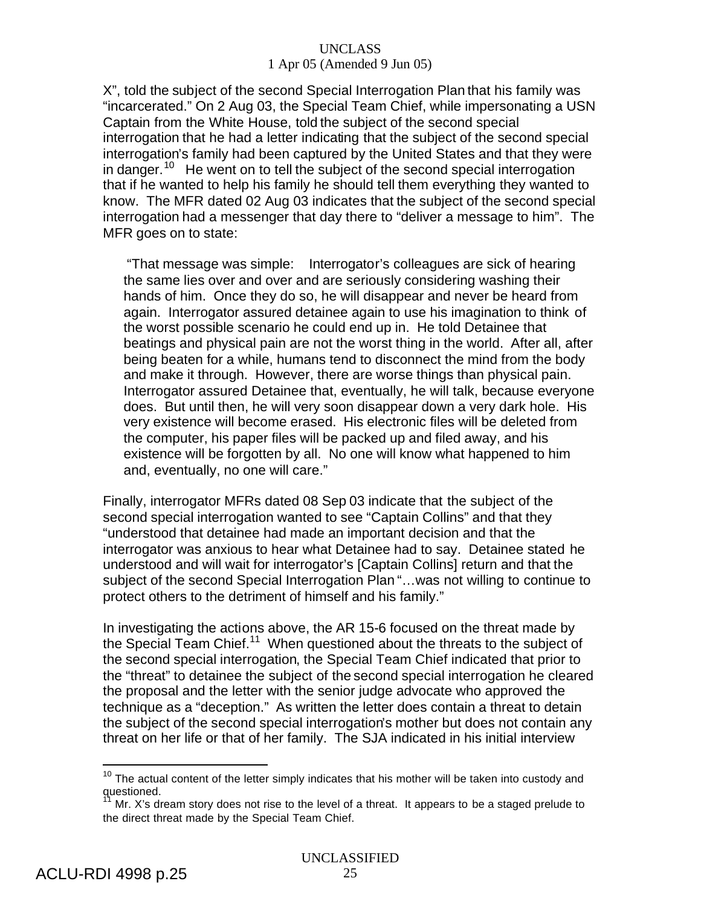X", told the subject of the second Special Interrogation Plan that his family was "incarcerated." On 2 Aug 03, the Special Team Chief, while impersonating a USN Captain from the White House, told the subject of the second special interrogation that he had a letter indicating that the subject of the second special interrogation's family had been captured by the United States and that they were in danger.[10] He went on to tell the subject of the second special interrogation that if he wanted to help his family he should tell them everything they wanted to know. The MFR dated 02 Aug 03 indicates that the subject of the second special interrogation had a messenger that day there to "deliver a message to him". The MFR goes on to state:

> "That message was simple: Interrogator's colleagues are sick of hearing the same lies over and over and are seriously considering washing their hands of him. Once they do so, he will disappear and never be heard from again. Interrogator assured detainee again to use his imagination to think of the worst possible scenario he could end up in. He told Detainee that beatings and physical pain are not the worst thing in the world. After all, after being beaten for a while, humans tend to disconnect the mind from the body and make it through. However, there are worse things than physical pain. Interrogator assured Detainee that, eventually, he will talk, because everyone does. But until then, he will very soon disappear down a very dark hole. His very existence will become erased. His electronic files will be deleted from the computer, his paper files will be packed up and filed away, and his existence will be forgotten by all. No one will know what happened to him and, eventually, no one will care."

Finally, interrogator MFRs dated 08 Sep 03 indicate that the subject of the second special interrogation wanted to see "Captain Collins" and that they "understood that detainee had made an important decision and that the interrogator was anxious to hear what Detainee had to say. Detainee stated he understood and will wait for interrogator's [Captain Collins] return and that the subject of the second Special Interrogation Plan "…was not willing to continue to protect others to the detriment of himself and his family."

In investigating the actions above, the AR 15-6 focused on the threat made by the Special Team Chief.[11] When questioned about the threats to the subject of the second special interrogation, the Special Team Chief indicated that prior to the "threat" to detainee the subject of the second special interrogation he cleared the proposal and the letter with the senior judge advocate who approved the technique as a "deception." As written the letter does contain a threat to detain the subject of the second special interrogation's mother but does not contain any threat on her life or that of her family. The SJA indicated in his initial interview

---

[10] The actual content of the letter simply indicates that his mother will be taken into custody and questioned.

[11] Mr. X's dream story does not rise to the level of a threat. It appears to be a staged prelude to the direct threat made by the Special Team Chief.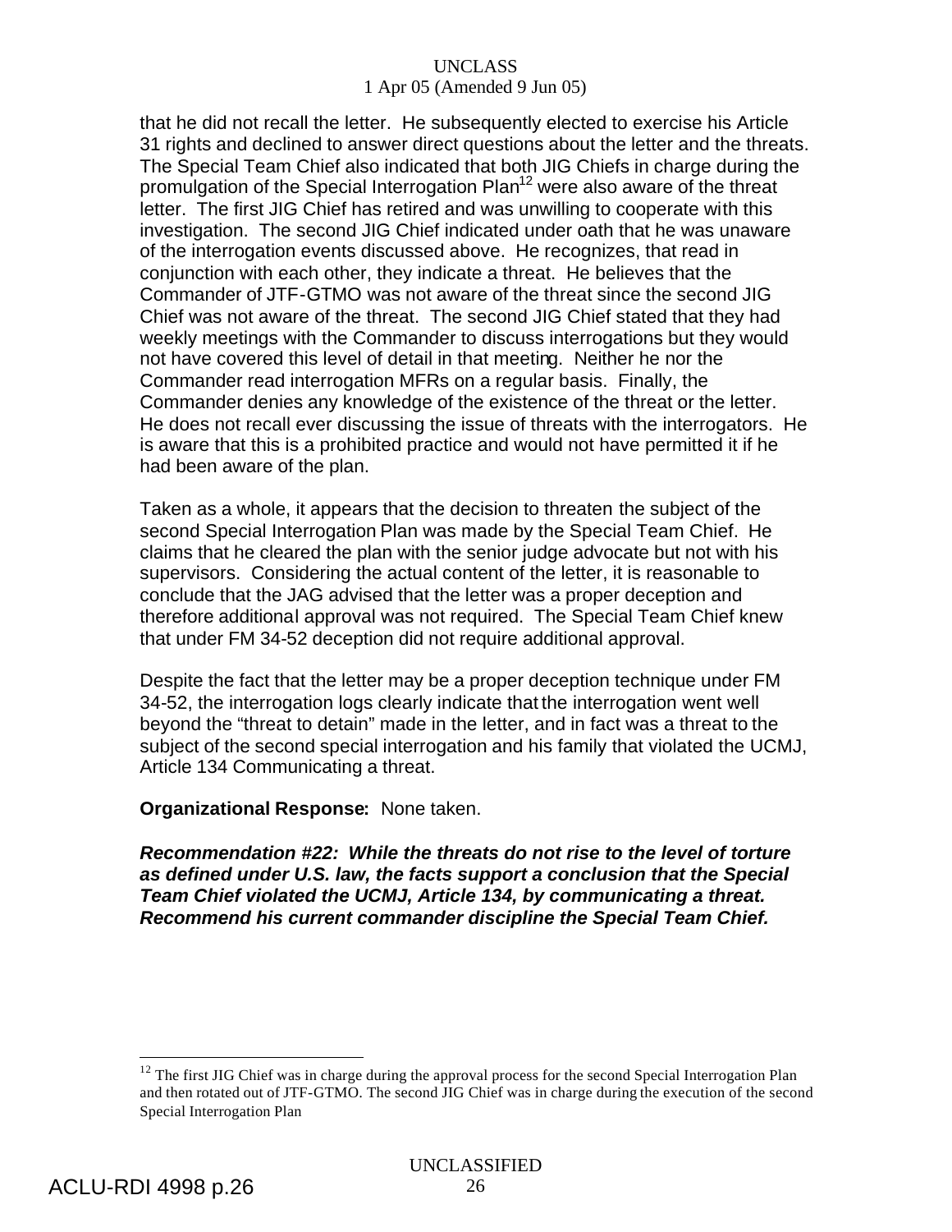that he did not recall the letter. He subsequently elected to exercise his Article 31 rights and declined to answer direct questions about the letter and the threats. The Special Team Chief also indicated that both JIG Chiefs in charge during the promulgation of the Special Interrogation Plan[12] were also aware of the threat letter. The first JIG Chief has retired and was unwilling to cooperate with this investigation. The second JIG Chief indicated under oath that he was unaware of the interrogation events discussed above. He recognizes, that read in conjunction with each other, they indicate a threat. He believes that the Commander of JTF-GTMO was not aware of the threat since the second JIG Chief was not aware of the threat. The second JIG Chief stated that they had weekly meetings with the Commander to discuss interrogations but they would not have covered this level of detail in that meeting. Neither he nor the Commander read interrogation MFRs on a regular basis. Finally, the Commander denies any knowledge of the existence of the threat or the letter. He does not recall ever discussing the issue of threats with the interrogators. He is aware that this is a prohibited practice and would not have permitted it if he had been aware of the plan.

Taken as a whole, it appears that the decision to threaten the subject of the second Special Interrogation Plan was made by the Special Team Chief. He claims that he cleared the plan with the senior judge advocate but not with his supervisors. Considering the actual content of the letter, it is reasonable to conclude that the JAG advised that the letter was a proper deception and therefore additional approval was not required. The Special Team Chief knew that under FM 34-52 deception did not require additional approval.

Despite the fact that the letter may be a proper deception technique under FM 34-52, the interrogation logs clearly indicate that the interrogation went well beyond the "threat to detain" made in the letter, and in fact was a threat to the subject of the second special interrogation and his family that violated the UCMJ, Article 134 Communicating a threat.

**Organizational Response:** None taken.

***Recommendation #22: While the threats do not rise to the level of torture as defined under U.S. law, the facts support a conclusion that the Special Team Chief violated the UCMJ, Article 134, by communicating a threat. Recommend his current commander discipline the Special Team Chief.***

---

[12] The first JIG Chief was in charge during the approval process for the second Special Interrogation Plan and then rotated out of JTF-GTMO. The second JIG Chief was in charge during the execution of the second Special Interrogation Plan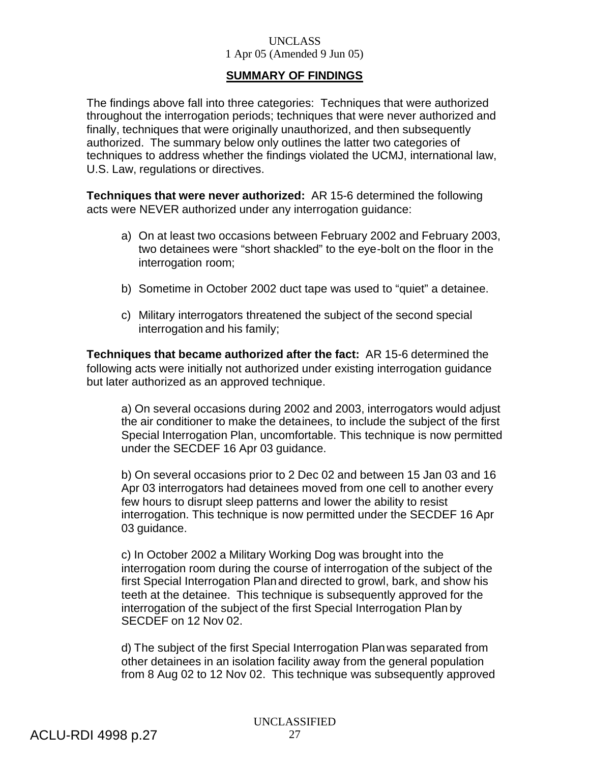## SUMMARY OF FINDINGS

The findings above fall into three categories: Techniques that were authorized throughout the interrogation periods; techniques that were never authorized and finally, techniques that were originally unauthorized, and then subsequently authorized. The summary below only outlines the latter two categories of techniques to address whether the findings violated the UCMJ, international law, U.S. Law, regulations or directives.

**Techniques that were never authorized:** AR 15-6 determined the following acts were NEVER authorized under any interrogation guidance:

a) On at least two occasions between February 2002 and February 2003, two detainees were "short shackled" to the eye-bolt on the floor in the interrogation room;

b) Sometime in October 2002 duct tape was used to "quiet" a detainee.

c) Military interrogators threatened the subject of the second special interrogation and his family;

**Techniques that became authorized after the fact:** AR 15-6 determined the following acts were initially not authorized under existing interrogation guidance but later authorized as an approved technique.

a) On several occasions during 2002 and 2003, interrogators would adjust the air conditioner to make the detainees, to include the subject of the first Special Interrogation Plan, uncomfortable. This technique is now permitted under the SECDEF 16 Apr 03 guidance.

b) On several occasions prior to 2 Dec 02 and between 15 Jan 03 and 16 Apr 03 interrogators had detainees moved from one cell to another every few hours to disrupt sleep patterns and lower the ability to resist interrogation. This technique is now permitted under the SECDEF 16 Apr 03 guidance.

c) In October 2002 a Military Working Dog was brought into the interrogation room during the course of interrogation of the subject of the first Special Interrogation Plan and directed to growl, bark, and show his teeth at the detainee. This technique is subsequently approved for the interrogation of the subject of the first Special Interrogation Plan by SECDEF on 12 Nov 02.

d) The subject of the first Special Interrogation Plan was separated from other detainees in an isolation facility away from the general population from 8 Aug 02 to 12 Nov 02. This technique was subsequently approved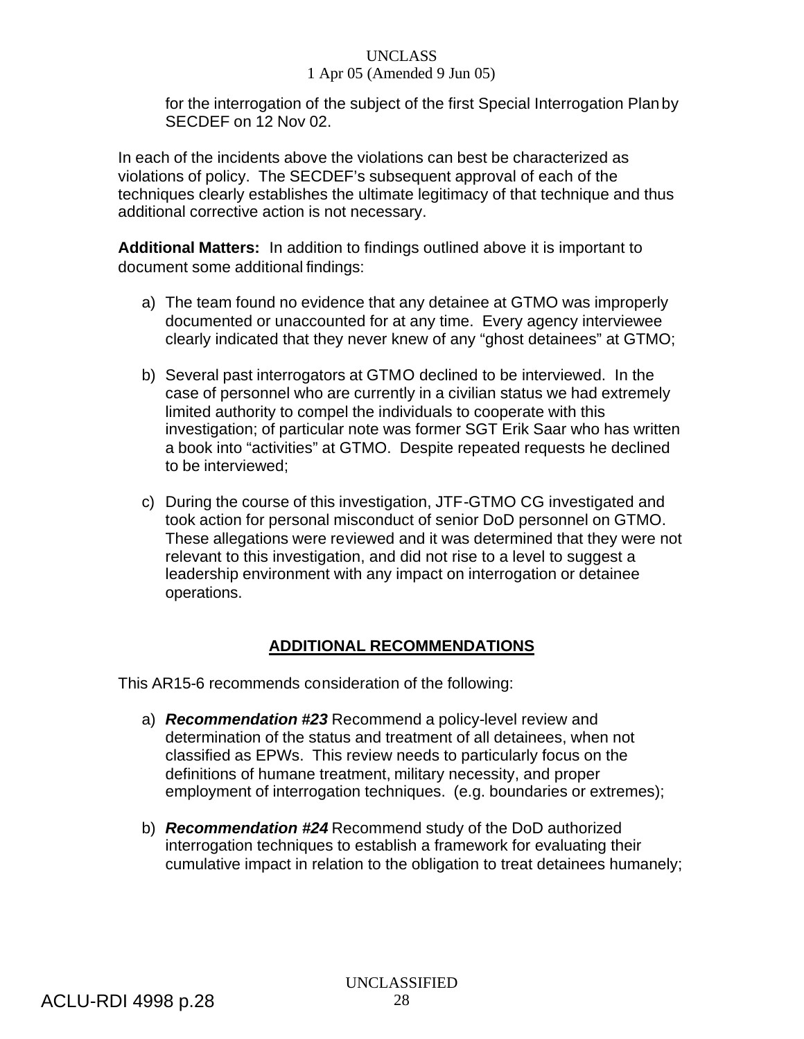for the interrogation of the subject of the first Special Interrogation Plan by SECDEF on 12 Nov 02.

In each of the incidents above the violations can best be characterized as violations of policy. The SECDEF's subsequent approval of each of the techniques clearly establishes the ultimate legitimacy of that technique and thus additional corrective action is not necessary.

**Additional Matters:** In addition to findings outlined above it is important to document some additional findings:

a) The team found no evidence that any detainee at GTMO was improperly documented or unaccounted for at any time. Every agency interviewee clearly indicated that they never knew of any "ghost detainees" at GTMO;

b) Several past interrogators at GTMO declined to be interviewed. In the case of personnel who are currently in a civilian status we had extremely limited authority to compel the individuals to cooperate with this investigation; of particular note was former SGT Erik Saar who has written a book into "activities" at GTMO. Despite repeated requests he declined to be interviewed;

c) During the course of this investigation, JTF-GTMO CG investigated and took action for personal misconduct of senior DoD personnel on GTMO. These allegations were reviewed and it was determined that they were not relevant to this investigation, and did not rise to a level to suggest a leadership environment with any impact on interrogation or detainee operations.

## ADDITIONAL RECOMMENDATIONS

This AR15-6 recommends consideration of the following:

a) ***Recommendation #23*** Recommend a policy-level review and determination of the status and treatment of all detainees, when not classified as EPWs. This review needs to particularly focus on the definitions of humane treatment, military necessity, and proper employment of interrogation techniques. (e.g. boundaries or extremes);

b) ***Recommendation #24*** Recommend study of the DoD authorized interrogation techniques to establish a framework for evaluating their cumulative impact in relation to the obligation to treat detainees humanely;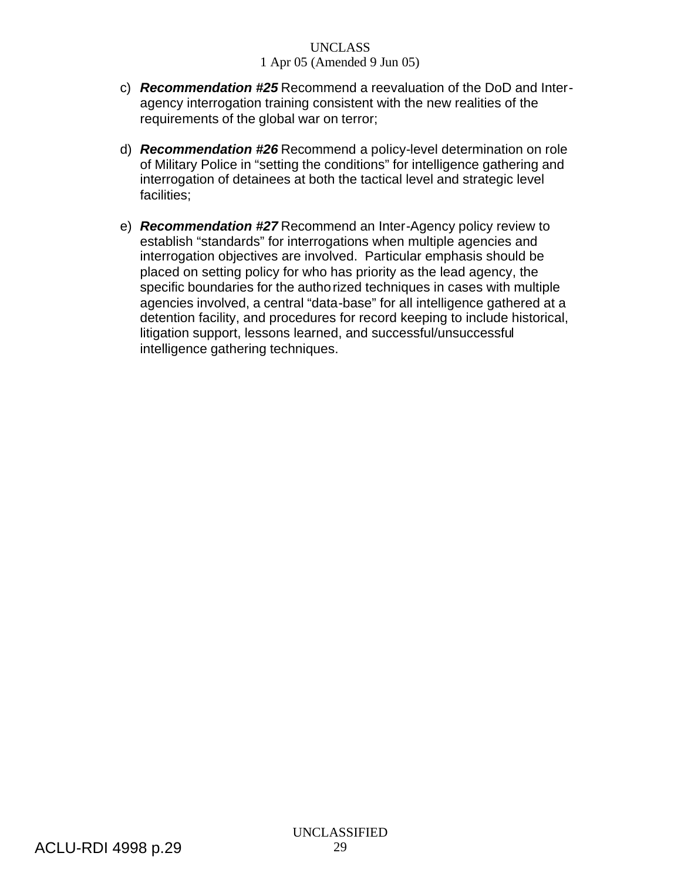c) ***Recommendation #25*** Recommend a reevaluation of the DoD and Inter-agency interrogation training consistent with the new realities of the requirements of the global war on terror;

d) ***Recommendation #26*** Recommend a policy-level determination on role of Military Police in "setting the conditions" for intelligence gathering and interrogation of detainees at both the tactical level and strategic level facilities;

e) ***Recommendation #27*** Recommend an Inter-Agency policy review to establish "standards" for interrogations when multiple agencies and interrogation objectives are involved. Particular emphasis should be placed on setting policy for who has priority as the lead agency, the specific boundaries for the authorized techniques in cases with multiple agencies involved, a central "data-base" for all intelligence gathered at a detention facility, and procedures for record keeping to include historical, litigation support, lessons learned, and successful/unsuccessful intelligence gathering techniques.